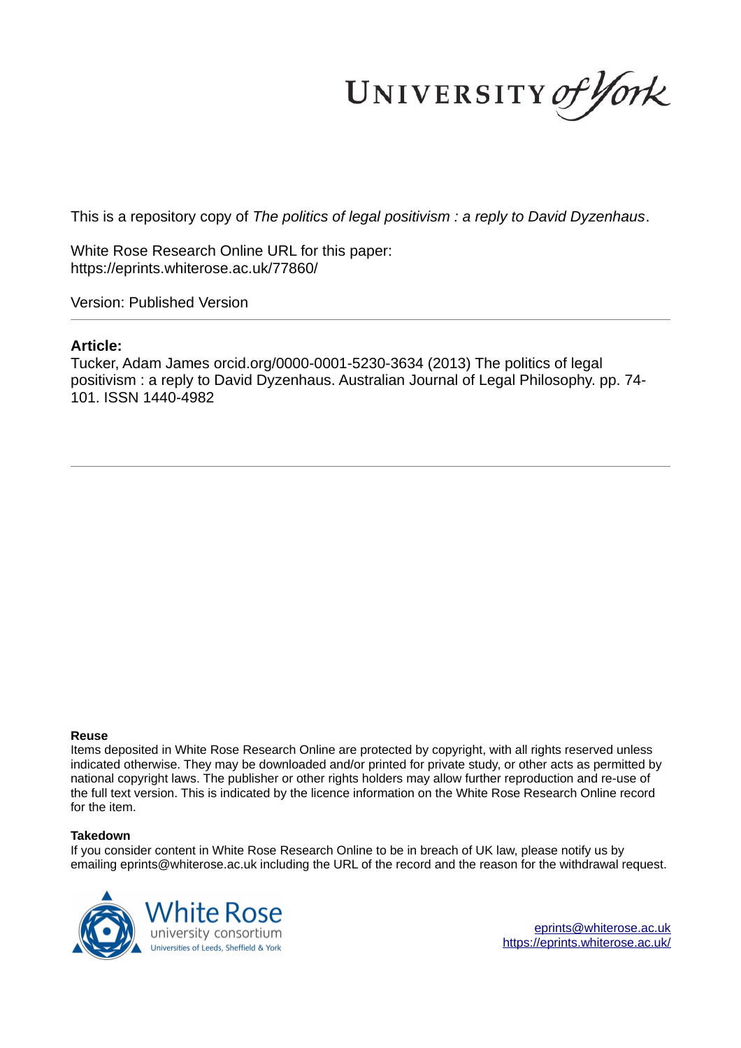UNIVERSITY *of York*

This is a repository copy of *The politics of legal positivism : a reply to David Dyzenhaus*.

White Rose Research Online URL for this paper:
https://eprints.whiterose.ac.uk/77860/

Version: Published Version

**Article:**

Tucker, Adam James orcid.org/0000-0001-5230-3634 (2013) The politics of legal positivism : a reply to David Dyzenhaus. Australian Journal of Legal Philosophy. pp. 74-101. ISSN 1440-4982

**Reuse**

Items deposited in White Rose Research Online are protected by copyright, with all rights reserved unless indicated otherwise. They may be downloaded and/or printed for private study, or other acts as permitted by national copyright laws. The publisher or other rights holders may allow further reproduction and re-use of the full text version. This is indicated by the licence information on the White Rose Research Online record for the item.

**Takedown**

If you consider content in White Rose Research Online to be in breach of UK law, please notify us by emailing eprints@whiterose.ac.uk including the URL of the record and the reason for the withdrawal request.

White Rose university consortium
Universities of Leeds, Sheffield & York

eprints@whiterose.ac.uk
https://eprints.whiterose.ac.uk/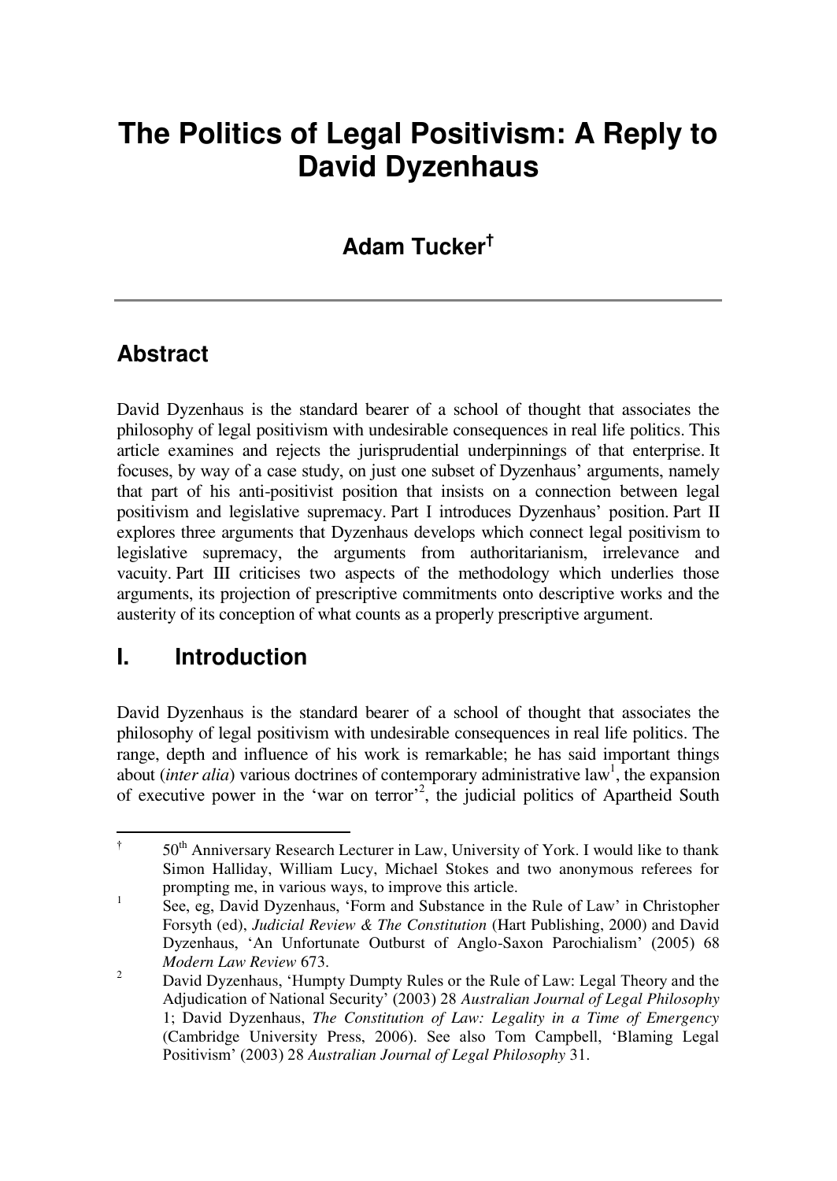# The Politics of Legal Positivism: A Reply to David Dyzenhaus

## Adam Tucker[†]

---

## Abstract

David Dyzenhaus is the standard bearer of a school of thought that associates the philosophy of legal positivism with undesirable consequences in real life politics. This article examines and rejects the jurisprudential underpinnings of that enterprise. It focuses, by way of a case study, on just one subset of Dyzenhaus' arguments, namely that part of his anti-positivist position that insists on a connection between legal positivism and legislative supremacy. Part I introduces Dyzenhaus' position. Part II explores three arguments that Dyzenhaus develops which connect legal positivism to legislative supremacy, the arguments from authoritarianism, irrelevance and vacuity. Part III criticises two aspects of the methodology which underlies those arguments, its projection of prescriptive commitments onto descriptive works and the austerity of its conception of what counts as a properly prescriptive argument.

## I. Introduction

David Dyzenhaus is the standard bearer of a school of thought that associates the philosophy of legal positivism with undesirable consequences in real life politics. The range, depth and influence of his work is remarkable; he has said important things about (*inter alia*) various doctrines of contemporary administrative law[1], the expansion of executive power in the 'war on terror'[2], the judicial politics of Apartheid South

---

[†] 50th Anniversary Research Lecturer in Law, University of York. I would like to thank Simon Halliday, William Lucy, Michael Stokes and two anonymous referees for prompting me, in various ways, to improve this article.

[1] See, eg, David Dyzenhaus, 'Form and Substance in the Rule of Law' in Christopher Forsyth (ed), *Judicial Review & The Constitution* (Hart Publishing, 2000) and David Dyzenhaus, 'An Unfortunate Outburst of Anglo-Saxon Parochialism' (2005) 68 *Modern Law Review* 673.

[2] David Dyzenhaus, 'Humpty Dumpty Rules or the Rule of Law: Legal Theory and the Adjudication of National Security' (2003) 28 *Australian Journal of Legal Philosophy* 1; David Dyzenhaus, *The Constitution of Law: Legality in a Time of Emergency* (Cambridge University Press, 2006). See also Tom Campbell, 'Blaming Legal Positivism' (2003) 28 *Australian Journal of Legal Philosophy* 31.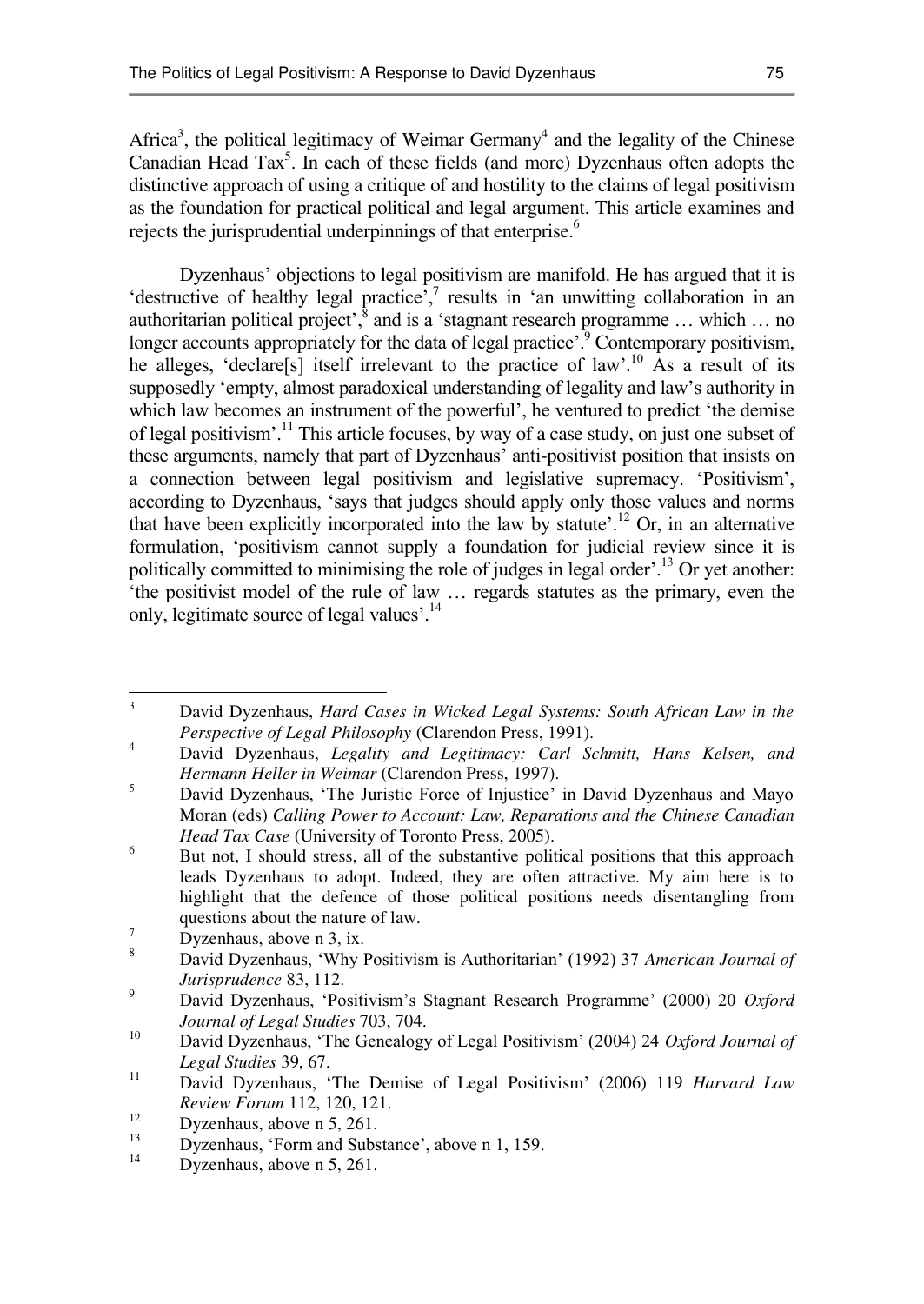Africa[3], the political legitimacy of Weimar Germany[4] and the legality of the Chinese Canadian Head Tax[5]. In each of these fields (and more) Dyzenhaus often adopts the distinctive approach of using a critique of and hostility to the claims of legal positivism as the foundation for practical political and legal argument. This article examines and rejects the jurisprudential underpinnings of that enterprise.[6]

Dyzenhaus' objections to legal positivism are manifold. He has argued that it is 'destructive of healthy legal practice',[7] results in 'an unwitting collaboration in an authoritarian political project',[8] and is a 'stagnant research programme … which … no longer accounts appropriately for the data of legal practice'.[9] Contemporary positivism, he alleges, 'declare[s] itself irrelevant to the practice of law'.[10] As a result of its supposedly 'empty, almost paradoxical understanding of legality and law's authority in which law becomes an instrument of the powerful', he ventured to predict 'the demise of legal positivism'.[11] This article focuses, by way of a case study, on just one subset of these arguments, namely that part of Dyzenhaus' anti-positivist position that insists on a connection between legal positivism and legislative supremacy. 'Positivism', according to Dyzenhaus, 'says that judges should apply only those values and norms that have been explicitly incorporated into the law by statute'.[12] Or, in an alternative formulation, 'positivism cannot supply a foundation for judicial review since it is politically committed to minimising the role of judges in legal order'.[13] Or yet another: 'the positivist model of the rule of law … regards statutes as the primary, even the only, legitimate source of legal values'.[14]

---

[3] David Dyzenhaus, *Hard Cases in Wicked Legal Systems: South African Law in the Perspective of Legal Philosophy* (Clarendon Press, 1991).

[4] David Dyzenhaus, *Legality and Legitimacy: Carl Schmitt, Hans Kelsen, and Hermann Heller in Weimar* (Clarendon Press, 1997).

[5] David Dyzenhaus, 'The Juristic Force of Injustice' in David Dyzenhaus and Mayo Moran (eds) *Calling Power to Account: Law, Reparations and the Chinese Canadian Head Tax Case* (University of Toronto Press, 2005).

[6] But not, I should stress, all of the substantive political positions that this approach leads Dyzenhaus to adopt. Indeed, they are often attractive. My aim here is to highlight that the defence of those political positions needs disentangling from questions about the nature of law.

[7] Dyzenhaus, above n 3, ix.

[8] David Dyzenhaus, 'Why Positivism is Authoritarian' (1992) 37 *American Journal of Jurisprudence* 83, 112.

[9] David Dyzenhaus, 'Positivism's Stagnant Research Programme' (2000) 20 *Oxford Journal of Legal Studies* 703, 704.

[10] David Dyzenhaus, 'The Genealogy of Legal Positivism' (2004) 24 *Oxford Journal of Legal Studies* 39, 67.

[11] David Dyzenhaus, 'The Demise of Legal Positivism' (2006) 119 *Harvard Law Review Forum* 112, 120, 121.

[12] Dyzenhaus, above n 5, 261.

[13] Dyzenhaus, 'Form and Substance', above n 1, 159.

[14] Dyzenhaus, above n 5, 261.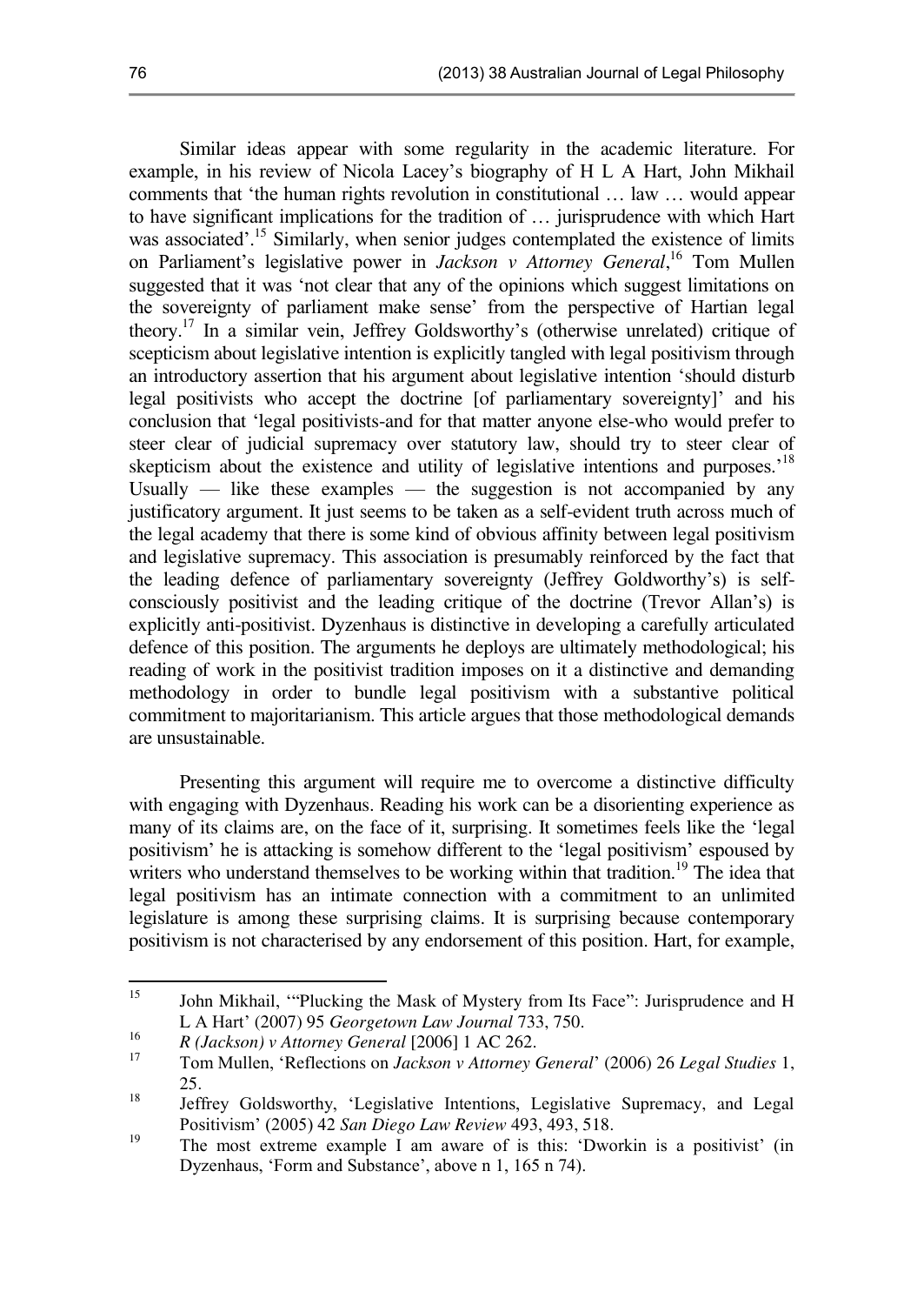Similar ideas appear with some regularity in the academic literature. For example, in his review of Nicola Lacey's biography of H L A Hart, John Mikhail comments that 'the human rights revolution in constitutional … law … would appear to have significant implications for the tradition of … jurisprudence with which Hart was associated'.[15] Similarly, when senior judges contemplated the existence of limits on Parliament's legislative power in *Jackson v Attorney General*,[16] Tom Mullen suggested that it was 'not clear that any of the opinions which suggest limitations on the sovereignty of parliament make sense' from the perspective of Hartian legal theory.[17] In a similar vein, Jeffrey Goldsworthy's (otherwise unrelated) critique of scepticism about legislative intention is explicitly tangled with legal positivism through an introductory assertion that his argument about legislative intention 'should disturb legal positivists who accept the doctrine [of parliamentary sovereignty]' and his conclusion that 'legal positivists-and for that matter anyone else-who would prefer to steer clear of judicial supremacy over statutory law, should try to steer clear of skepticism about the existence and utility of legislative intentions and purposes.'[18] Usually — like these examples — the suggestion is not accompanied by any justificatory argument. It just seems to be taken as a self-evident truth across much of the legal academy that there is some kind of obvious affinity between legal positivism and legislative supremacy. This association is presumably reinforced by the fact that the leading defence of parliamentary sovereignty (Jeffrey Goldworthy's) is self-consciously positivist and the leading critique of the doctrine (Trevor Allan's) is explicitly anti-positivist. Dyzenhaus is distinctive in developing a carefully articulated defence of this position. The arguments he deploys are ultimately methodological; his reading of work in the positivist tradition imposes on it a distinctive and demanding methodology in order to bundle legal positivism with a substantive political commitment to majoritarianism. This article argues that those methodological demands are unsustainable.

Presenting this argument will require me to overcome a distinctive difficulty with engaging with Dyzenhaus. Reading his work can be a disorienting experience as many of its claims are, on the face of it, surprising. It sometimes feels like the 'legal positivism' he is attacking is somehow different to the 'legal positivism' espoused by writers who understand themselves to be working within that tradition.[19] The idea that legal positivism has an intimate connection with a commitment to an unlimited legislature is among these surprising claims. It is surprising because contemporary positivism is not characterised by any endorsement of this position. Hart, for example,

---

[15] John Mikhail, '"Plucking the Mask of Mystery from Its Face": Jurisprudence and H L A Hart' (2007) 95 *Georgetown Law Journal* 733, 750.

[16] *R (Jackson) v Attorney General* [2006] 1 AC 262.

[17] Tom Mullen, 'Reflections on *Jackson v Attorney General*' (2006) 26 *Legal Studies* 1, 25.

[18] Jeffrey Goldsworthy, 'Legislative Intentions, Legislative Supremacy, and Legal Positivism' (2005) 42 *San Diego Law Review* 493, 493, 518.

[19] The most extreme example I am aware of is this: 'Dworkin is a positivist' (in Dyzenhaus, 'Form and Substance', above n 1, 165 n 74).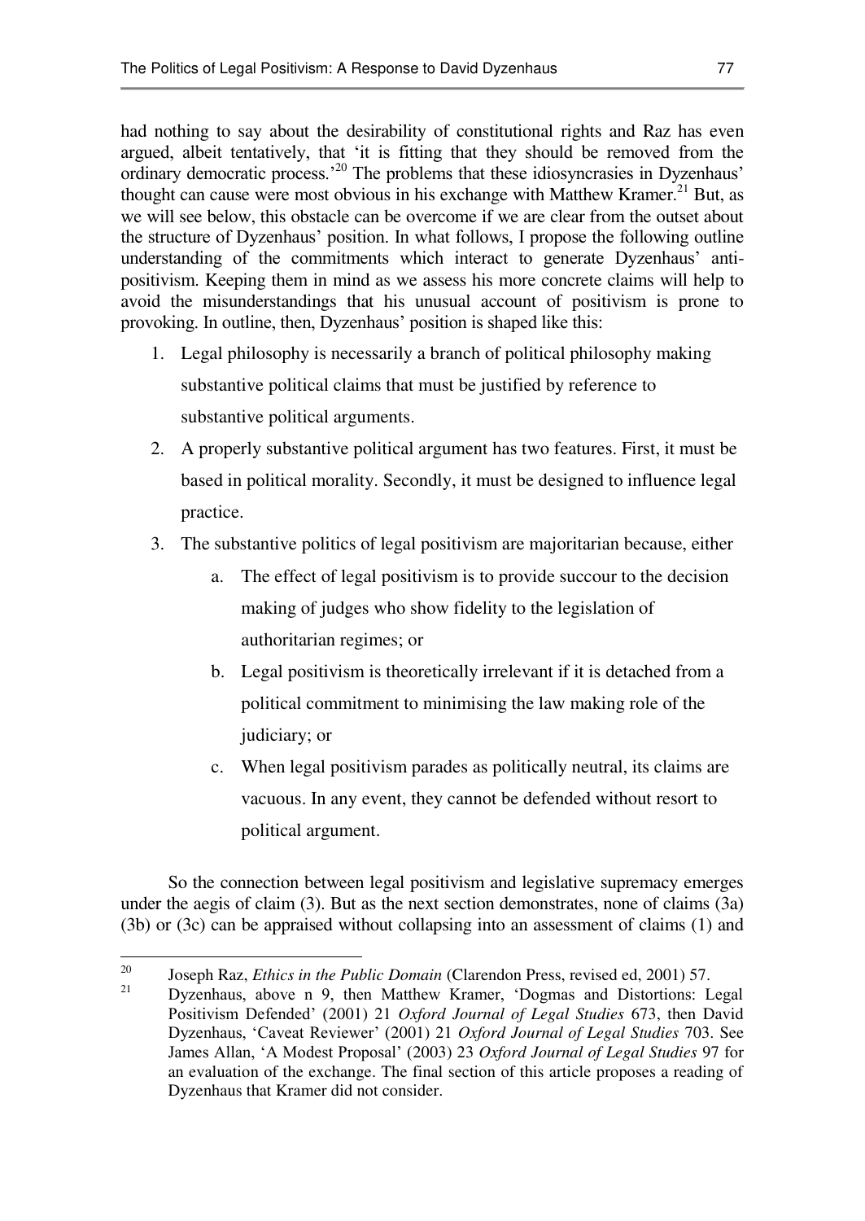had nothing to say about the desirability of constitutional rights and Raz has even argued, albeit tentatively, that 'it is fitting that they should be removed from the ordinary democratic process.'[20] The problems that these idiosyncrasies in Dyzenhaus' thought can cause were most obvious in his exchange with Matthew Kramer.[21] But, as we will see below, this obstacle can be overcome if we are clear from the outset about the structure of Dyzenhaus' position. In what follows, I propose the following outline understanding of the commitments which interact to generate Dyzenhaus' anti-positivism. Keeping them in mind as we assess his more concrete claims will help to avoid the misunderstandings that his unusual account of positivism is prone to provoking. In outline, then, Dyzenhaus' position is shaped like this:

1. Legal philosophy is necessarily a branch of political philosophy making substantive political claims that must be justified by reference to substantive political arguments.
2. A properly substantive political argument has two features. First, it must be based in political morality. Secondly, it must be designed to influence legal practice.
3. The substantive politics of legal positivism are majoritarian because, either
   a. The effect of legal positivism is to provide succour to the decision making of judges who show fidelity to the legislation of authoritarian regimes; or
   b. Legal positivism is theoretically irrelevant if it is detached from a political commitment to minimising the law making role of the judiciary; or
   c. When legal positivism parades as politically neutral, its claims are vacuous. In any event, they cannot be defended without resort to political argument.

So the connection between legal positivism and legislative supremacy emerges under the aegis of claim (3). But as the next section demonstrates, none of claims (3a) (3b) or (3c) can be appraised without collapsing into an assessment of claims (1) and

---

[20] Joseph Raz, *Ethics in the Public Domain* (Clarendon Press, revised ed, 2001) 57.

[21] Dyzenhaus, above n 9, then Matthew Kramer, 'Dogmas and Distortions: Legal Positivism Defended' (2001) 21 *Oxford Journal of Legal Studies* 673, then David Dyzenhaus, 'Caveat Reviewer' (2001) 21 *Oxford Journal of Legal Studies* 703. See James Allan, 'A Modest Proposal' (2003) 23 *Oxford Journal of Legal Studies* 97 for an evaluation of the exchange. The final section of this article proposes a reading of Dyzenhaus that Kramer did not consider.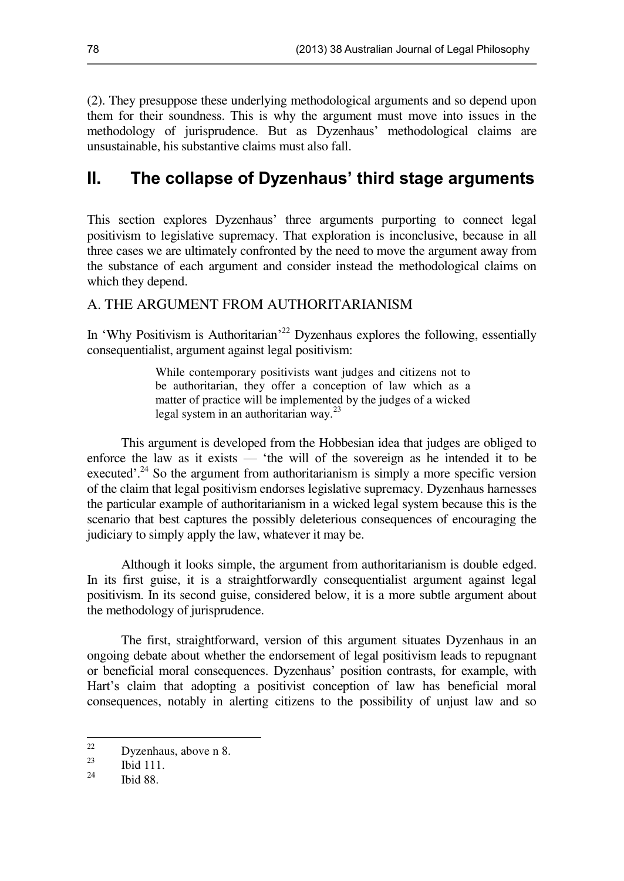(2). They presuppose these underlying methodological arguments and so depend upon them for their soundness. This is why the argument must move into issues in the methodology of jurisprudence. But as Dyzenhaus' methodological claims are unsustainable, his substantive claims must also fall.

## II. The collapse of Dyzenhaus' third stage arguments

This section explores Dyzenhaus' three arguments purporting to connect legal positivism to legislative supremacy. That exploration is inconclusive, because in all three cases we are ultimately confronted by the need to move the argument away from the substance of each argument and consider instead the methodological claims on which they depend.

### A. THE ARGUMENT FROM AUTHORITARIANISM

In 'Why Positivism is Authoritarian'[22] Dyzenhaus explores the following, essentially consequentialist, argument against legal positivism:

> While contemporary positivists want judges and citizens not to be authoritarian, they offer a conception of law which as a matter of practice will be implemented by the judges of a wicked legal system in an authoritarian way.[23]

This argument is developed from the Hobbesian idea that judges are obliged to enforce the law as it exists — 'the will of the sovereign as he intended it to be executed'.[24] So the argument from authoritarianism is simply a more specific version of the claim that legal positivism endorses legislative supremacy. Dyzenhaus harnesses the particular example of authoritarianism in a wicked legal system because this is the scenario that best captures the possibly deleterious consequences of encouraging the judiciary to simply apply the law, whatever it may be.

Although it looks simple, the argument from authoritarianism is double edged. In its first guise, it is a straightforwardly consequentialist argument against legal positivism. In its second guise, considered below, it is a more subtle argument about the methodology of jurisprudence.

The first, straightforward, version of this argument situates Dyzenhaus in an ongoing debate about whether the endorsement of legal positivism leads to repugnant or beneficial moral consequences. Dyzenhaus' position contrasts, for example, with Hart's claim that adopting a positivist conception of law has beneficial moral consequences, notably in alerting citizens to the possibility of unjust law and so

---

[22] Dyzenhaus, above n 8.

[23] Ibid 111.

[24] Ibid 88.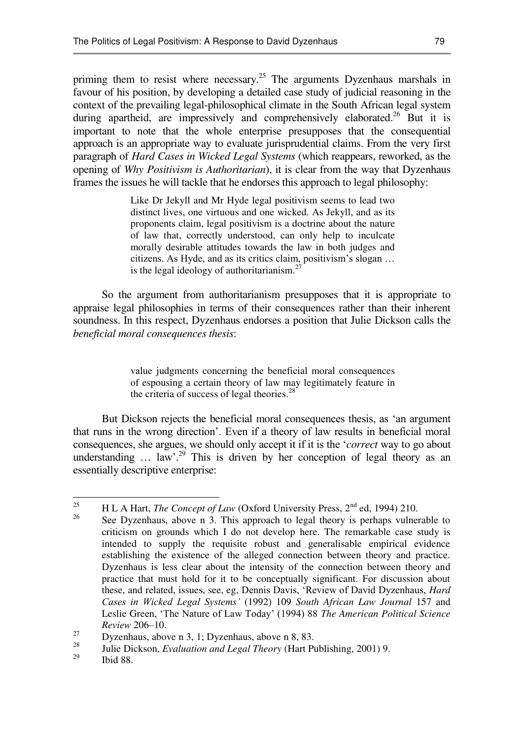priming them to resist where necessary.[25] The arguments Dyzenhaus marshals in favour of his position, by developing a detailed case study of judicial reasoning in the context of the prevailing legal-philosophical climate in the South African legal system during apartheid, are impressively and comprehensively elaborated.[26] But it is important to note that the whole enterprise presupposes that the consequential approach is an appropriate way to evaluate jurisprudential claims. From the very first paragraph of *Hard Cases in Wicked Legal Systems* (which reappears, reworked, as the opening of *Why Positivism is Authoritarian*), it is clear from the way that Dyzenhaus frames the issues he will tackle that he endorses this approach to legal philosophy:

> Like Dr Jekyll and Mr Hyde legal positivism seems to lead two distinct lives, one virtuous and one wicked. As Jekyll, and as its proponents claim, legal positivism is a doctrine about the nature of law that, correctly understood, can only help to inculcate morally desirable attitudes towards the law in both judges and citizens. As Hyde, and as its critics claim, positivism's slogan … is the legal ideology of authoritarianism.[27]

So the argument from authoritarianism presupposes that it is appropriate to appraise legal philosophies in terms of their consequences rather than their inherent soundness. In this respect, Dyzenhaus endorses a position that Julie Dickson calls the *beneficial moral consequences thesis*:

> value judgments concerning the beneficial moral consequences of espousing a certain theory of law may legitimately feature in the criteria of success of legal theories.[28]

But Dickson rejects the beneficial moral consequences thesis, as 'an argument that runs in the wrong direction'. Even if a theory of law results in beneficial moral consequences, she argues, we should only accept it if it is the '*correct* way to go about understanding … law'.[29] This is driven by her conception of legal theory as an essentially descriptive enterprise:

---

[25] H L A Hart, *The Concept of Law* (Oxford University Press, 2nd ed, 1994) 210.

[26] See Dyzenhaus, above n 3. This approach to legal theory is perhaps vulnerable to criticism on grounds which I do not develop here. The remarkable case study is intended to supply the requisite robust and generalisable empirical evidence establishing the existence of the alleged connection between theory and practice. Dyzenhaus is less clear about the intensity of the connection between theory and practice that must hold for it to be conceptually significant. For discussion about these, and related, issues, see, eg, Dennis Davis, 'Review of David Dyzenhaus, *Hard Cases in Wicked Legal Systems'* (1992) 109 *South African Law Journal* 157 and Leslie Green, 'The Nature of Law Today' (1994) 88 *The American Political Science Review* 206–10.

[27] Dyzenhaus, above n 3, 1; Dyzenhaus, above n 8, 83.

[28] Julie Dickson, *Evaluation and Legal Theory* (Hart Publishing, 2001) 9.

[29] Ibid 88.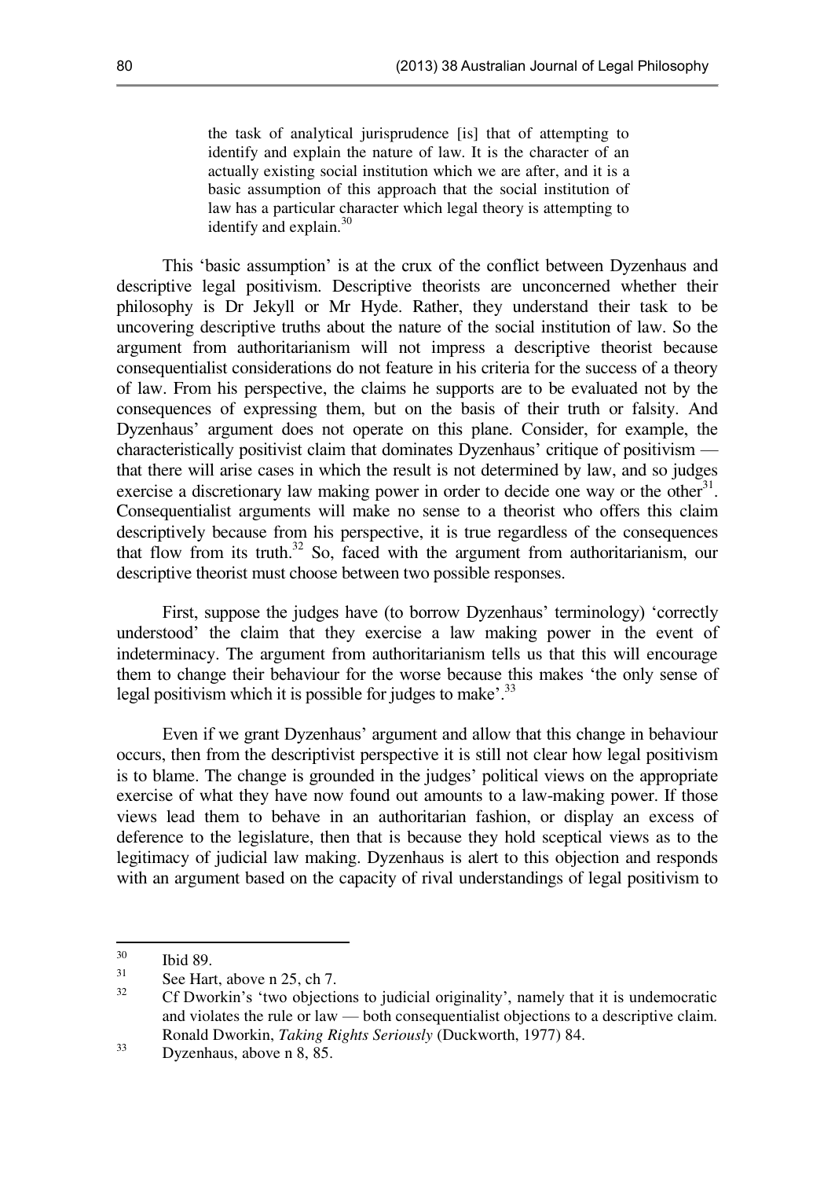> the task of analytical jurisprudence [is] that of attempting to identify and explain the nature of law. It is the character of an actually existing social institution which we are after, and it is a basic assumption of this approach that the social institution of law has a particular character which legal theory is attempting to identify and explain.[30]

This 'basic assumption' is at the crux of the conflict between Dyzenhaus and descriptive legal positivism. Descriptive theorists are unconcerned whether their philosophy is Dr Jekyll or Mr Hyde. Rather, they understand their task to be uncovering descriptive truths about the nature of the social institution of law. So the argument from authoritarianism will not impress a descriptive theorist because consequentialist considerations do not feature in his criteria for the success of a theory of law. From his perspective, the claims he supports are to be evaluated not by the consequences of expressing them, but on the basis of their truth or falsity. And Dyzenhaus' argument does not operate on this plane. Consider, for example, the characteristically positivist claim that dominates Dyzenhaus' critique of positivism — that there will arise cases in which the result is not determined by law, and so judges exercise a discretionary law making power in order to decide one way or the other[31]. Consequentialist arguments will make no sense to a theorist who offers this claim descriptively because from his perspective, it is true regardless of the consequences that flow from its truth.[32] So, faced with the argument from authoritarianism, our descriptive theorist must choose between two possible responses.

First, suppose the judges have (to borrow Dyzenhaus' terminology) 'correctly understood' the claim that they exercise a law making power in the event of indeterminacy. The argument from authoritarianism tells us that this will encourage them to change their behaviour for the worse because this makes 'the only sense of legal positivism which it is possible for judges to make'.[33]

Even if we grant Dyzenhaus' argument and allow that this change in behaviour occurs, then from the descriptivist perspective it is still not clear how legal positivism is to blame. The change is grounded in the judges' political views on the appropriate exercise of what they have now found out amounts to a law-making power. If those views lead them to behave in an authoritarian fashion, or display an excess of deference to the legislature, then that is because they hold sceptical views as to the legitimacy of judicial law making. Dyzenhaus is alert to this objection and responds with an argument based on the capacity of rival understandings of legal positivism to

---

[30] Ibid 89.

[31] See Hart, above n 25, ch 7.

[32] Cf Dworkin's 'two objections to judicial originality', namely that it is undemocratic and violates the rule or law — both consequentialist objections to a descriptive claim. Ronald Dworkin, *Taking Rights Seriously* (Duckworth, 1977) 84.

[33] Dyzenhaus, above n 8, 85.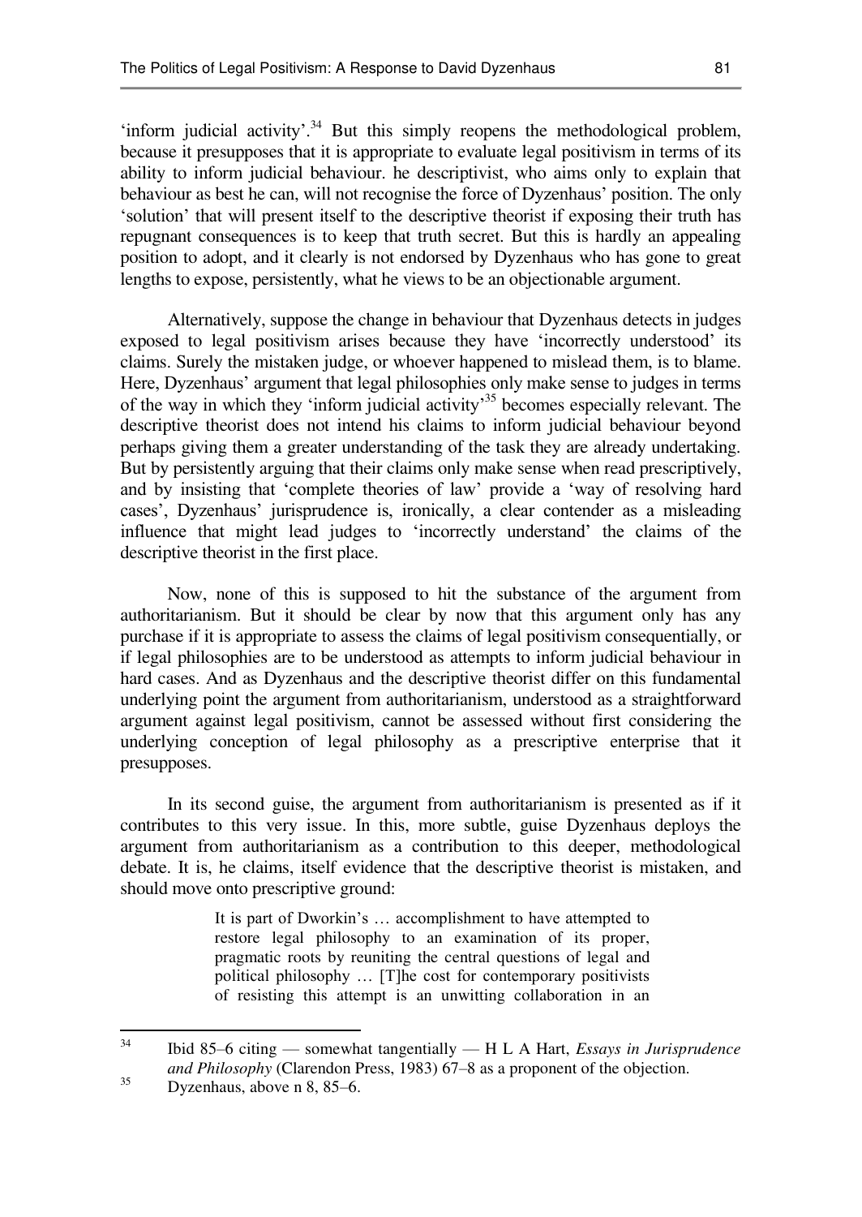'inform judicial activity'.[34] But this simply reopens the methodological problem, because it presupposes that it is appropriate to evaluate legal positivism in terms of its ability to inform judicial behaviour. he descriptivist, who aims only to explain that behaviour as best he can, will not recognise the force of Dyzenhaus' position. The only 'solution' that will present itself to the descriptive theorist if exposing their truth has repugnant consequences is to keep that truth secret. But this is hardly an appealing position to adopt, and it clearly is not endorsed by Dyzenhaus who has gone to great lengths to expose, persistently, what he views to be an objectionable argument.

Alternatively, suppose the change in behaviour that Dyzenhaus detects in judges exposed to legal positivism arises because they have 'incorrectly understood' its claims. Surely the mistaken judge, or whoever happened to mislead them, is to blame. Here, Dyzenhaus' argument that legal philosophies only make sense to judges in terms of the way in which they 'inform judicial activity'[35] becomes especially relevant. The descriptive theorist does not intend his claims to inform judicial behaviour beyond perhaps giving them a greater understanding of the task they are already undertaking. But by persistently arguing that their claims only make sense when read prescriptively, and by insisting that 'complete theories of law' provide a 'way of resolving hard cases', Dyzenhaus' jurisprudence is, ironically, a clear contender as a misleading influence that might lead judges to 'incorrectly understand' the claims of the descriptive theorist in the first place.

Now, none of this is supposed to hit the substance of the argument from authoritarianism. But it should be clear by now that this argument only has any purchase if it is appropriate to assess the claims of legal positivism consequentially, or if legal philosophies are to be understood as attempts to inform judicial behaviour in hard cases. And as Dyzenhaus and the descriptive theorist differ on this fundamental underlying point the argument from authoritarianism, understood as a straightforward argument against legal positivism, cannot be assessed without first considering the underlying conception of legal philosophy as a prescriptive enterprise that it presupposes.

In its second guise, the argument from authoritarianism is presented as if it contributes to this very issue. In this, more subtle, guise Dyzenhaus deploys the argument from authoritarianism as a contribution to this deeper, methodological debate. It is, he claims, itself evidence that the descriptive theorist is mistaken, and should move onto prescriptive ground:

> It is part of Dworkin's … accomplishment to have attempted to restore legal philosophy to an examination of its proper, pragmatic roots by reuniting the central questions of legal and political philosophy … [T]he cost for contemporary positivists of resisting this attempt is an unwitting collaboration in an

---

[34] Ibid 85–6 citing — somewhat tangentially — H L A Hart, *Essays in Jurisprudence and Philosophy* (Clarendon Press, 1983) 67–8 as a proponent of the objection.

[35] Dyzenhaus, above n 8, 85–6.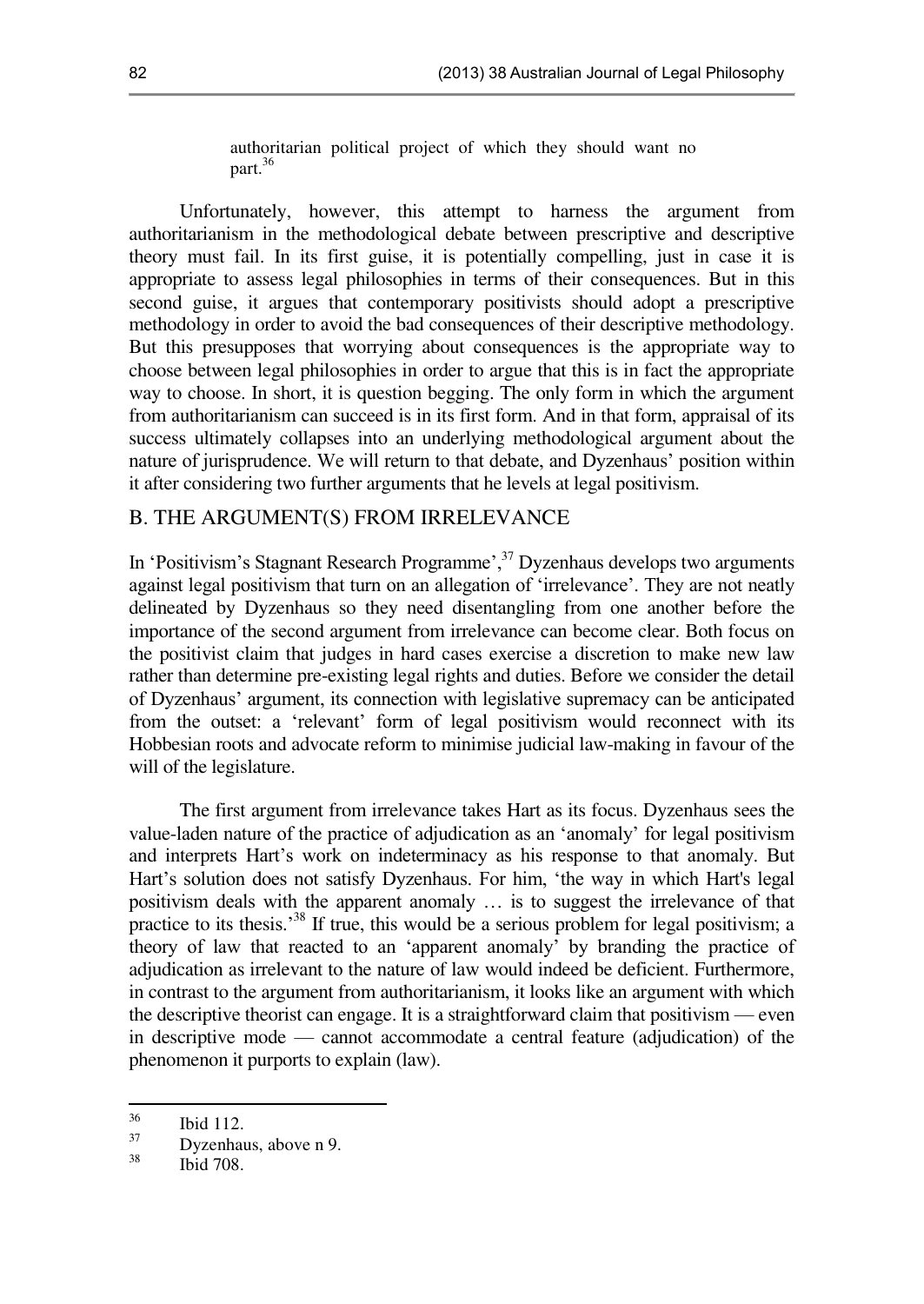authoritarian political project of which they should want no part.[36]

Unfortunately, however, this attempt to harness the argument from authoritarianism in the methodological debate between prescriptive and descriptive theory must fail. In its first guise, it is potentially compelling, just in case it is appropriate to assess legal philosophies in terms of their consequences. But in this second guise, it argues that contemporary positivists should adopt a prescriptive methodology in order to avoid the bad consequences of their descriptive methodology. But this presupposes that worrying about consequences is the appropriate way to choose between legal philosophies in order to argue that this is in fact the appropriate way to choose. In short, it is question begging. The only form in which the argument from authoritarianism can succeed is in its first form. And in that form, appraisal of its success ultimately collapses into an underlying methodological argument about the nature of jurisprudence. We will return to that debate, and Dyzenhaus' position within it after considering two further arguments that he levels at legal positivism.

## B. THE ARGUMENT(S) FROM IRRELEVANCE

In 'Positivism's Stagnant Research Programme',[37] Dyzenhaus develops two arguments against legal positivism that turn on an allegation of 'irrelevance'. They are not neatly delineated by Dyzenhaus so they need disentangling from one another before the importance of the second argument from irrelevance can become clear. Both focus on the positivist claim that judges in hard cases exercise a discretion to make new law rather than determine pre-existing legal rights and duties. Before we consider the detail of Dyzenhaus' argument, its connection with legislative supremacy can be anticipated from the outset: a 'relevant' form of legal positivism would reconnect with its Hobbesian roots and advocate reform to minimise judicial law-making in favour of the will of the legislature.

The first argument from irrelevance takes Hart as its focus. Dyzenhaus sees the value-laden nature of the practice of adjudication as an 'anomaly' for legal positivism and interprets Hart's work on indeterminacy as his response to that anomaly. But Hart's solution does not satisfy Dyzenhaus. For him, 'the way in which Hart's legal positivism deals with the apparent anomaly … is to suggest the irrelevance of that practice to its thesis.'[38] If true, this would be a serious problem for legal positivism; a theory of law that reacted to an 'apparent anomaly' by branding the practice of adjudication as irrelevant to the nature of law would indeed be deficient. Furthermore, in contrast to the argument from authoritarianism, it looks like an argument with which the descriptive theorist can engage. It is a straightforward claim that positivism — even in descriptive mode — cannot accommodate a central feature (adjudication) of the phenomenon it purports to explain (law).

---

[36] Ibid 112.

[37] Dyzenhaus, above n 9.

[38] Ibid 708.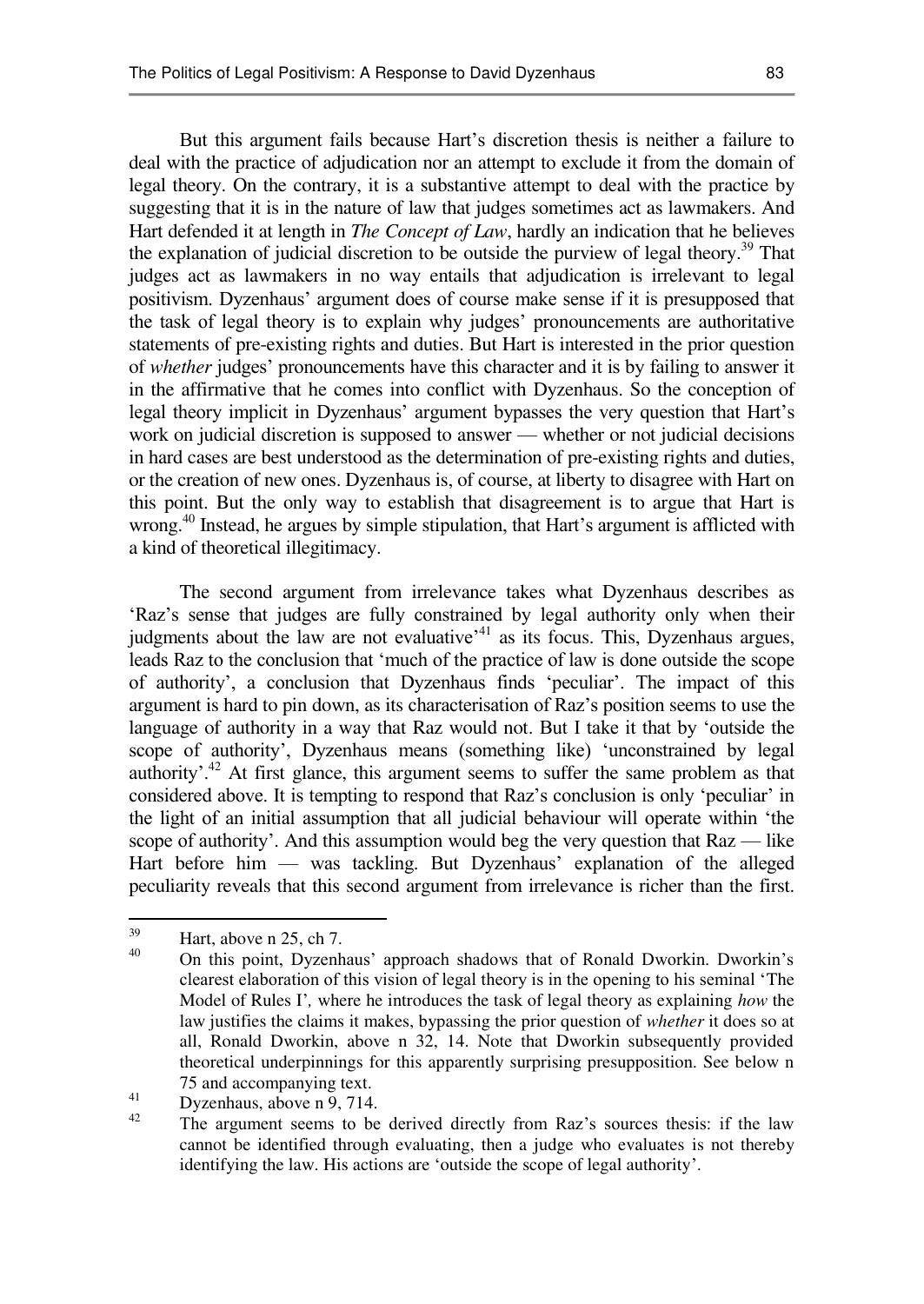But this argument fails because Hart's discretion thesis is neither a failure to deal with the practice of adjudication nor an attempt to exclude it from the domain of legal theory. On the contrary, it is a substantive attempt to deal with the practice by suggesting that it is in the nature of law that judges sometimes act as lawmakers. And Hart defended it at length in *The Concept of Law*, hardly an indication that he believes the explanation of judicial discretion to be outside the purview of legal theory.[39] That judges act as lawmakers in no way entails that adjudication is irrelevant to legal positivism. Dyzenhaus' argument does of course make sense if it is presupposed that the task of legal theory is to explain why judges' pronouncements are authoritative statements of pre-existing rights and duties. But Hart is interested in the prior question of *whether* judges' pronouncements have this character and it is by failing to answer it in the affirmative that he comes into conflict with Dyzenhaus. So the conception of legal theory implicit in Dyzenhaus' argument bypasses the very question that Hart's work on judicial discretion is supposed to answer — whether or not judicial decisions in hard cases are best understood as the determination of pre-existing rights and duties, or the creation of new ones. Dyzenhaus is, of course, at liberty to disagree with Hart on this point. But the only way to establish that disagreement is to argue that Hart is wrong.[40] Instead, he argues by simple stipulation, that Hart's argument is afflicted with a kind of theoretical illegitimacy.

The second argument from irrelevance takes what Dyzenhaus describes as 'Raz's sense that judges are fully constrained by legal authority only when their judgments about the law are not evaluative'[41] as its focus. This, Dyzenhaus argues, leads Raz to the conclusion that 'much of the practice of law is done outside the scope of authority', a conclusion that Dyzenhaus finds 'peculiar'. The impact of this argument is hard to pin down, as its characterisation of Raz's position seems to use the language of authority in a way that Raz would not. But I take it that by 'outside the scope of authority', Dyzenhaus means (something like) 'unconstrained by legal authority'.[42] At first glance, this argument seems to suffer the same problem as that considered above. It is tempting to respond that Raz's conclusion is only 'peculiar' in the light of an initial assumption that all judicial behaviour will operate within 'the scope of authority'. And this assumption would beg the very question that Raz — like Hart before him — was tackling. But Dyzenhaus' explanation of the alleged peculiarity reveals that this second argument from irrelevance is richer than the first.

---

[39] Hart, above n 25, ch 7.

[40] On this point, Dyzenhaus' approach shadows that of Ronald Dworkin. Dworkin's clearest elaboration of this vision of legal theory is in the opening to his seminal 'The Model of Rules I'*,* where he introduces the task of legal theory as explaining *how* the law justifies the claims it makes, bypassing the prior question of *whether* it does so at all, Ronald Dworkin, above n 32, 14. Note that Dworkin subsequently provided theoretical underpinnings for this apparently surprising presupposition. See below n 75 and accompanying text.

[41] Dyzenhaus, above n 9, 714.

[42] The argument seems to be derived directly from Raz's sources thesis: if the law cannot be identified through evaluating, then a judge who evaluates is not thereby identifying the law. His actions are 'outside the scope of legal authority'.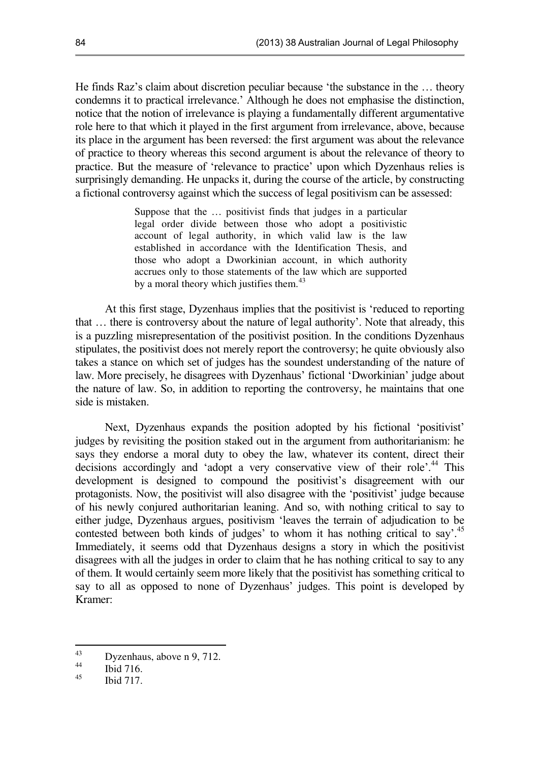He finds Raz's claim about discretion peculiar because 'the substance in the … theory condemns it to practical irrelevance.' Although he does not emphasise the distinction, notice that the notion of irrelevance is playing a fundamentally different argumentative role here to that which it played in the first argument from irrelevance, above, because its place in the argument has been reversed: the first argument was about the relevance of practice to theory whereas this second argument is about the relevance of theory to practice. But the measure of 'relevance to practice' upon which Dyzenhaus relies is surprisingly demanding. He unpacks it, during the course of the article, by constructing a fictional controversy against which the success of legal positivism can be assessed:

> Suppose that the … positivist finds that judges in a particular legal order divide between those who adopt a positivistic account of legal authority, in which valid law is the law established in accordance with the Identification Thesis, and those who adopt a Dworkinian account, in which authority accrues only to those statements of the law which are supported by a moral theory which justifies them.[43]

At this first stage, Dyzenhaus implies that the positivist is 'reduced to reporting that … there is controversy about the nature of legal authority'. Note that already, this is a puzzling misrepresentation of the positivist position. In the conditions Dyzenhaus stipulates, the positivist does not merely report the controversy; he quite obviously also takes a stance on which set of judges has the soundest understanding of the nature of law. More precisely, he disagrees with Dyzenhaus' fictional 'Dworkinian' judge about the nature of law. So, in addition to reporting the controversy, he maintains that one side is mistaken.

Next, Dyzenhaus expands the position adopted by his fictional 'positivist' judges by revisiting the position staked out in the argument from authoritarianism: he says they endorse a moral duty to obey the law, whatever its content, direct their decisions accordingly and 'adopt a very conservative view of their role'.[44] This development is designed to compound the positivist's disagreement with our protagonists. Now, the positivist will also disagree with the 'positivist' judge because of his newly conjured authoritarian leaning. And so, with nothing critical to say to either judge, Dyzenhaus argues, positivism 'leaves the terrain of adjudication to be contested between both kinds of judges' to whom it has nothing critical to say'.[45] Immediately, it seems odd that Dyzenhaus designs a story in which the positivist disagrees with all the judges in order to claim that he has nothing critical to say to any of them. It would certainly seem more likely that the positivist has something critical to say to all as opposed to none of Dyzenhaus' judges. This point is developed by Kramer:

---

[43] Dyzenhaus, above n 9, 712.

[44] Ibid 716.

[45] Ibid 717.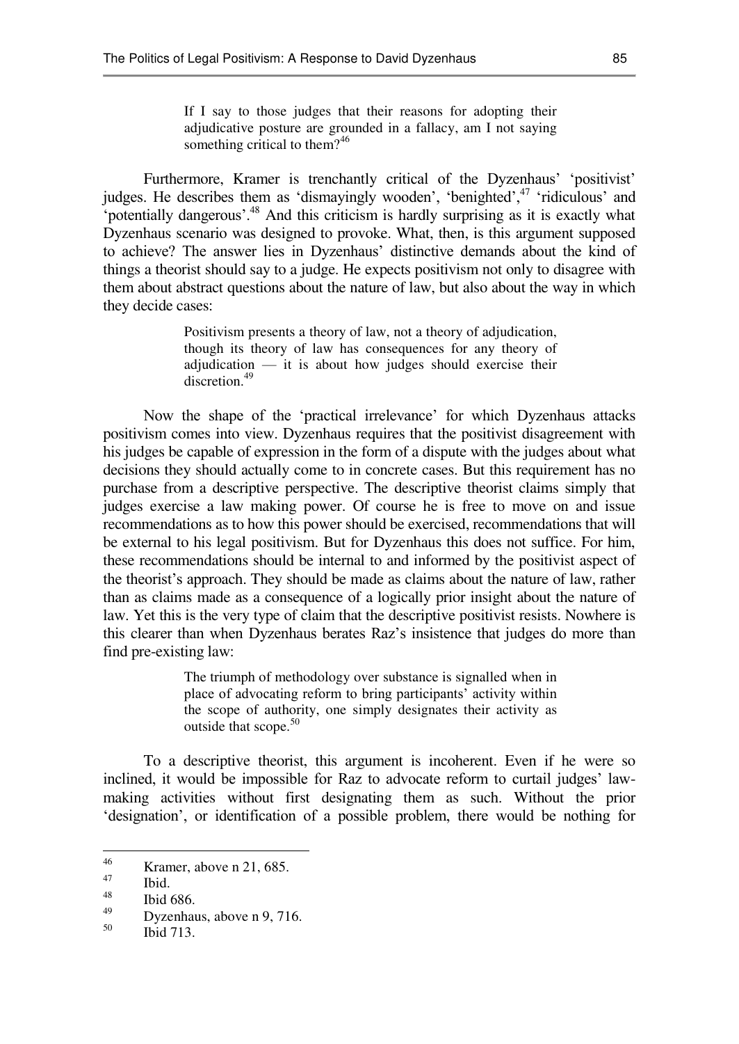> If I say to those judges that their reasons for adopting their adjudicative posture are grounded in a fallacy, am I not saying something critical to them?[46]

Furthermore, Kramer is trenchantly critical of the Dyzenhaus' 'positivist' judges. He describes them as 'dismayingly wooden', 'benighted',[47] 'ridiculous' and 'potentially dangerous'.[48] And this criticism is hardly surprising as it is exactly what Dyzenhaus scenario was designed to provoke. What, then, is this argument supposed to achieve? The answer lies in Dyzenhaus' distinctive demands about the kind of things a theorist should say to a judge. He expects positivism not only to disagree with them about abstract questions about the nature of law, but also about the way in which they decide cases:

> Positivism presents a theory of law, not a theory of adjudication, though its theory of law has consequences for any theory of adjudication — it is about how judges should exercise their discretion.[49]

Now the shape of the 'practical irrelevance' for which Dyzenhaus attacks positivism comes into view. Dyzenhaus requires that the positivist disagreement with his judges be capable of expression in the form of a dispute with the judges about what decisions they should actually come to in concrete cases. But this requirement has no purchase from a descriptive perspective. The descriptive theorist claims simply that judges exercise a law making power. Of course he is free to move on and issue recommendations as to how this power should be exercised, recommendations that will be external to his legal positivism. But for Dyzenhaus this does not suffice. For him, these recommendations should be internal to and informed by the positivist aspect of the theorist's approach. They should be made as claims about the nature of law, rather than as claims made as a consequence of a logically prior insight about the nature of law. Yet this is the very type of claim that the descriptive positivist resists. Nowhere is this clearer than when Dyzenhaus berates Raz's insistence that judges do more than find pre-existing law:

> The triumph of methodology over substance is signalled when in place of advocating reform to bring participants' activity within the scope of authority, one simply designates their activity as outside that scope.[50]

To a descriptive theorist, this argument is incoherent. Even if he were so inclined, it would be impossible for Raz to advocate reform to curtail judges' law-making activities without first designating them as such. Without the prior 'designation', or identification of a possible problem, there would be nothing for

---

[46] Kramer, above n 21, 685.

[47] Ibid.

[48] Ibid 686.

[49] Dyzenhaus, above n 9, 716.

[50] Ibid 713.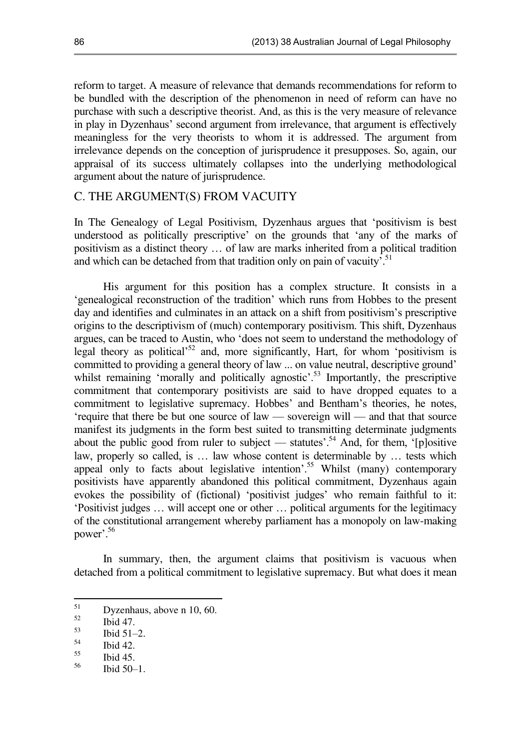reform to target. A measure of relevance that demands recommendations for reform to be bundled with the description of the phenomenon in need of reform can have no purchase with such a descriptive theorist. And, as this is the very measure of relevance in play in Dyzenhaus' second argument from irrelevance, that argument is effectively meaningless for the very theorists to whom it is addressed. The argument from irrelevance depends on the conception of jurisprudence it presupposes. So, again, our appraisal of its success ultimately collapses into the underlying methodological argument about the nature of jurisprudence.

## C. THE ARGUMENT(S) FROM VACUITY

In The Genealogy of Legal Positivism, Dyzenhaus argues that 'positivism is best understood as politically prescriptive' on the grounds that 'any of the marks of positivism as a distinct theory … of law are marks inherited from a political tradition and which can be detached from that tradition only on pain of vacuity'.[51]

His argument for this position has a complex structure. It consists in a 'genealogical reconstruction of the tradition' which runs from Hobbes to the present day and identifies and culminates in an attack on a shift from positivism's prescriptive origins to the descriptivism of (much) contemporary positivism. This shift, Dyzenhaus argues, can be traced to Austin, who 'does not seem to understand the methodology of legal theory as political'[52] and, more significantly, Hart, for whom 'positivism is committed to providing a general theory of law ... on value neutral, descriptive ground' whilst remaining 'morally and politically agnostic'.[53] Importantly, the prescriptive commitment that contemporary positivists are said to have dropped equates to a commitment to legislative supremacy. Hobbes' and Bentham's theories, he notes, 'require that there be but one source of law — sovereign will — and that that source manifest its judgments in the form best suited to transmitting determinate judgments about the public good from ruler to subject — statutes'.[54] And, for them, '[p]ositive law, properly so called, is … law whose content is determinable by … tests which appeal only to facts about legislative intention'.[55] Whilst (many) contemporary positivists have apparently abandoned this political commitment, Dyzenhaus again evokes the possibility of (fictional) 'positivist judges' who remain faithful to it: 'Positivist judges … will accept one or other … political arguments for the legitimacy of the constitutional arrangement whereby parliament has a monopoly on law-making power'.[56]

In summary, then, the argument claims that positivism is vacuous when detached from a political commitment to legislative supremacy. But what does it mean

---

[51] Dyzenhaus, above n 10, 60.

[52] Ibid 47.

[53] Ibid 51–2.

[54] Ibid 42.

[55] Ibid 45.

[56] Ibid 50–1.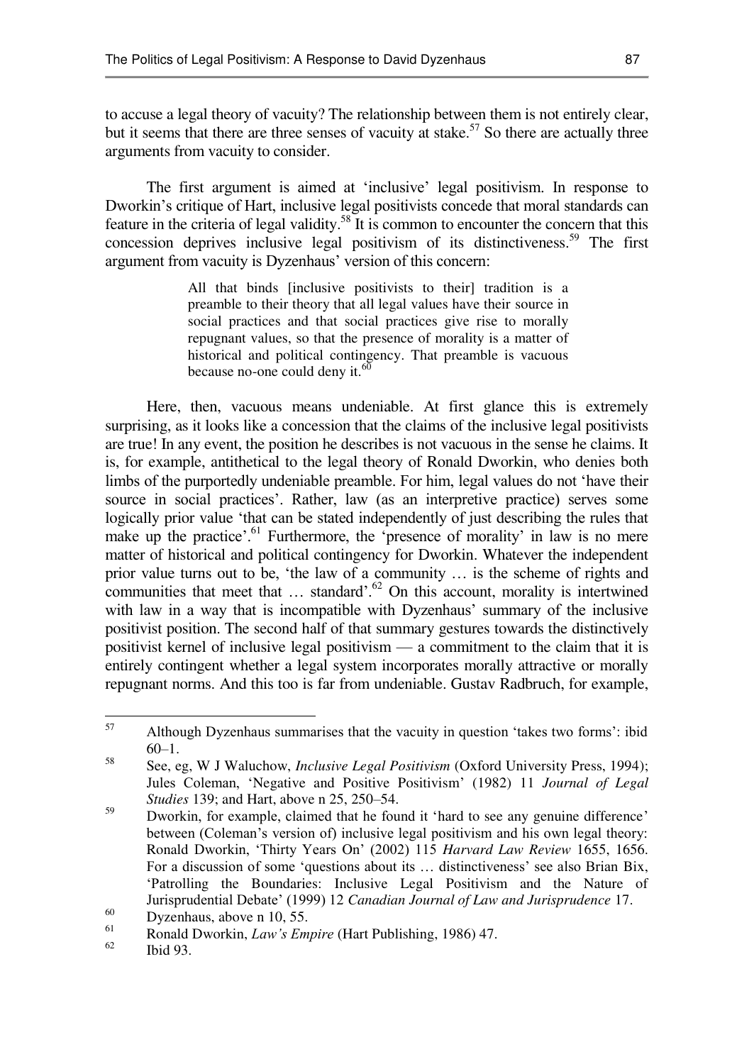to accuse a legal theory of vacuity? The relationship between them is not entirely clear, but it seems that there are three senses of vacuity at stake.[57] So there are actually three arguments from vacuity to consider.

The first argument is aimed at 'inclusive' legal positivism. In response to Dworkin's critique of Hart, inclusive legal positivists concede that moral standards can feature in the criteria of legal validity.[58] It is common to encounter the concern that this concession deprives inclusive legal positivism of its distinctiveness.[59] The first argument from vacuity is Dyzenhaus' version of this concern:

> All that binds [inclusive positivists to their] tradition is a preamble to their theory that all legal values have their source in social practices and that social practices give rise to morally repugnant values, so that the presence of morality is a matter of historical and political contingency. That preamble is vacuous because no-one could deny it.[60]

Here, then, vacuous means undeniable. At first glance this is extremely surprising, as it looks like a concession that the claims of the inclusive legal positivists are true! In any event, the position he describes is not vacuous in the sense he claims. It is, for example, antithetical to the legal theory of Ronald Dworkin, who denies both limbs of the purportedly undeniable preamble. For him, legal values do not 'have their source in social practices'. Rather, law (as an interpretive practice) serves some logically prior value 'that can be stated independently of just describing the rules that make up the practice'.[61] Furthermore, the 'presence of morality' in law is no mere matter of historical and political contingency for Dworkin. Whatever the independent prior value turns out to be, 'the law of a community … is the scheme of rights and communities that meet that … standard'.[62] On this account, morality is intertwined with law in a way that is incompatible with Dyzenhaus' summary of the inclusive positivist position. The second half of that summary gestures towards the distinctively positivist kernel of inclusive legal positivism — a commitment to the claim that it is entirely contingent whether a legal system incorporates morally attractive or morally repugnant norms. And this too is far from undeniable. Gustav Radbruch, for example,

---

[57] Although Dyzenhaus summarises that the vacuity in question 'takes two forms': ibid 60–1.

[58] See, eg, W J Waluchow, *Inclusive Legal Positivism* (Oxford University Press, 1994); Jules Coleman, 'Negative and Positive Positivism' (1982) 11 *Journal of Legal Studies* 139; and Hart, above n 25, 250–54.

[59] Dworkin, for example, claimed that he found it 'hard to see any genuine difference' between (Coleman's version of) inclusive legal positivism and his own legal theory: Ronald Dworkin, 'Thirty Years On' (2002) 115 *Harvard Law Review* 1655, 1656. For a discussion of some 'questions about its … distinctiveness' see also Brian Bix, 'Patrolling the Boundaries: Inclusive Legal Positivism and the Nature of Jurisprudential Debate' (1999) 12 *Canadian Journal of Law and Jurisprudence* 17.

[60] Dyzenhaus, above n 10, 55.

[61] Ronald Dworkin, *Law's Empire* (Hart Publishing, 1986) 47.

[62] Ibid 93.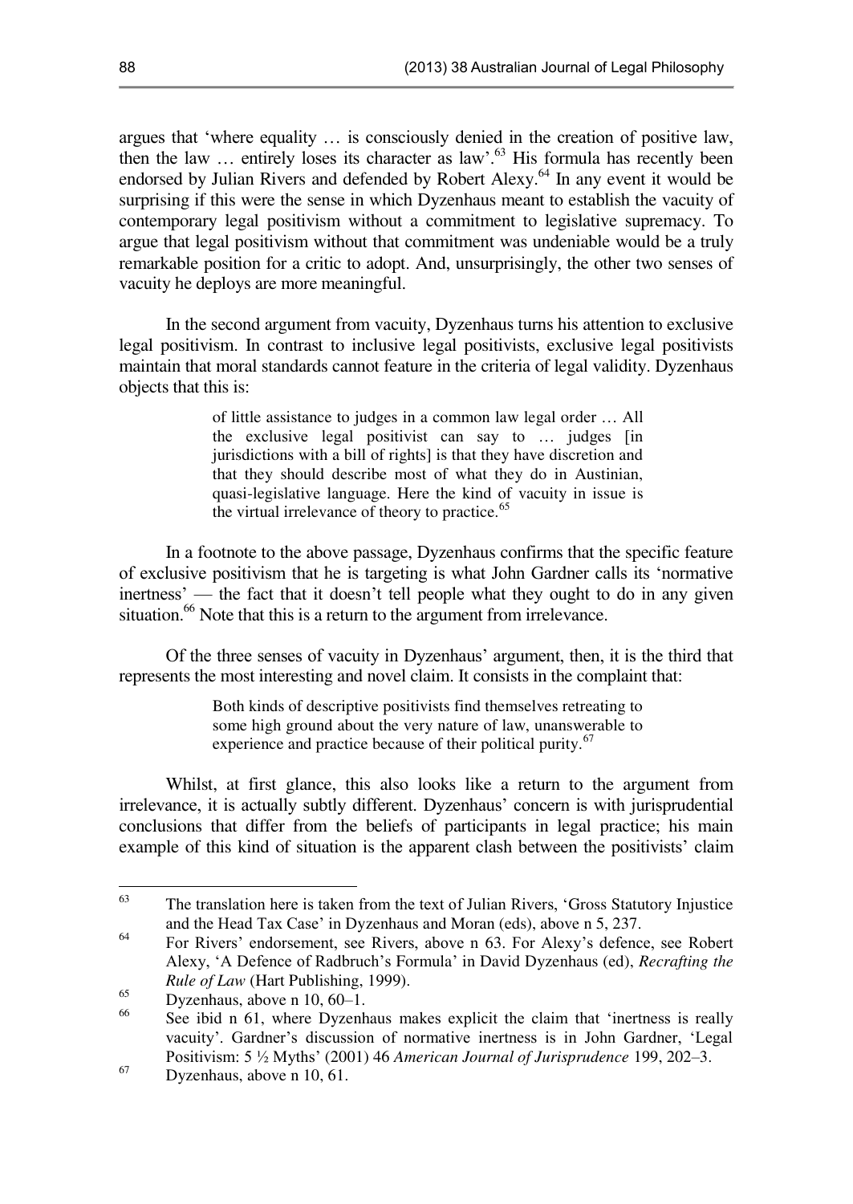argues that 'where equality … is consciously denied in the creation of positive law, then the law … entirely loses its character as law'.[63] His formula has recently been endorsed by Julian Rivers and defended by Robert Alexy.[64] In any event it would be surprising if this were the sense in which Dyzenhaus meant to establish the vacuity of contemporary legal positivism without a commitment to legislative supremacy. To argue that legal positivism without that commitment was undeniable would be a truly remarkable position for a critic to adopt. And, unsurprisingly, the other two senses of vacuity he deploys are more meaningful.

In the second argument from vacuity, Dyzenhaus turns his attention to exclusive legal positivism. In contrast to inclusive legal positivists, exclusive legal positivists maintain that moral standards cannot feature in the criteria of legal validity. Dyzenhaus objects that this is:

> of little assistance to judges in a common law legal order … All the exclusive legal positivist can say to … judges [in jurisdictions with a bill of rights] is that they have discretion and that they should describe most of what they do in Austinian, quasi-legislative language. Here the kind of vacuity in issue is the virtual irrelevance of theory to practice.[65]

In a footnote to the above passage, Dyzenhaus confirms that the specific feature of exclusive positivism that he is targeting is what John Gardner calls its 'normative inertness' — the fact that it doesn't tell people what they ought to do in any given situation.[66] Note that this is a return to the argument from irrelevance.

Of the three senses of vacuity in Dyzenhaus' argument, then, it is the third that represents the most interesting and novel claim. It consists in the complaint that:

> Both kinds of descriptive positivists find themselves retreating to some high ground about the very nature of law, unanswerable to experience and practice because of their political purity.[67]

Whilst, at first glance, this also looks like a return to the argument from irrelevance, it is actually subtly different. Dyzenhaus' concern is with jurisprudential conclusions that differ from the beliefs of participants in legal practice; his main example of this kind of situation is the apparent clash between the positivists' claim

---

[63] The translation here is taken from the text of Julian Rivers, 'Gross Statutory Injustice and the Head Tax Case' in Dyzenhaus and Moran (eds), above n 5, 237.

[64] For Rivers' endorsement, see Rivers, above n 63. For Alexy's defence, see Robert Alexy, 'A Defence of Radbruch's Formula' in David Dyzenhaus (ed), *Recrafting the Rule of Law* (Hart Publishing, 1999).

[65] Dyzenhaus, above n 10, 60–1.

[66] See ibid n 61, where Dyzenhaus makes explicit the claim that 'inertness is really vacuity'. Gardner's discussion of normative inertness is in John Gardner, 'Legal Positivism: 5 ½ Myths' (2001) 46 *American Journal of Jurisprudence* 199, 202–3.

[67] Dyzenhaus, above n 10, 61.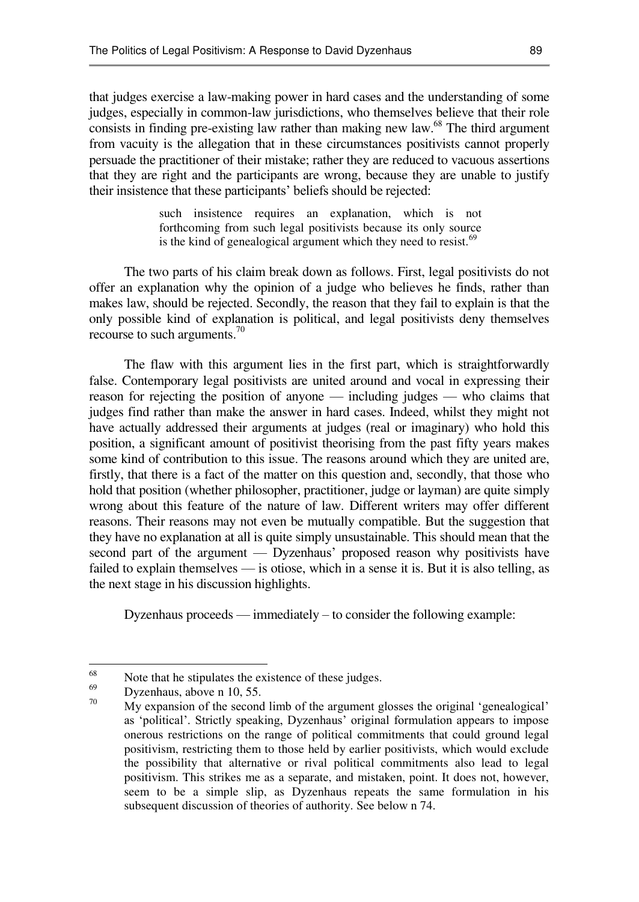that judges exercise a law-making power in hard cases and the understanding of some judges, especially in common-law jurisdictions, who themselves believe that their role consists in finding pre-existing law rather than making new law.[68] The third argument from vacuity is the allegation that in these circumstances positivists cannot properly persuade the practitioner of their mistake; rather they are reduced to vacuous assertions that they are right and the participants are wrong, because they are unable to justify their insistence that these participants' beliefs should be rejected:

> such insistence requires an explanation, which is not forthcoming from such legal positivists because its only source is the kind of genealogical argument which they need to resist.[69]

The two parts of his claim break down as follows. First, legal positivists do not offer an explanation why the opinion of a judge who believes he finds, rather than makes law, should be rejected. Secondly, the reason that they fail to explain is that the only possible kind of explanation is political, and legal positivists deny themselves recourse to such arguments.[70]

The flaw with this argument lies in the first part, which is straightforwardly false. Contemporary legal positivists are united around and vocal in expressing their reason for rejecting the position of anyone — including judges — who claims that judges find rather than make the answer in hard cases. Indeed, whilst they might not have actually addressed their arguments at judges (real or imaginary) who hold this position, a significant amount of positivist theorising from the past fifty years makes some kind of contribution to this issue. The reasons around which they are united are, firstly, that there is a fact of the matter on this question and, secondly, that those who hold that position (whether philosopher, practitioner, judge or layman) are quite simply wrong about this feature of the nature of law. Different writers may offer different reasons. Their reasons may not even be mutually compatible. But the suggestion that they have no explanation at all is quite simply unsustainable. This should mean that the second part of the argument — Dyzenhaus' proposed reason why positivists have failed to explain themselves — is otiose, which in a sense it is. But it is also telling, as the next stage in his discussion highlights.

Dyzenhaus proceeds — immediately – to consider the following example:

---

[68] Note that he stipulates the existence of these judges.

[69] Dyzenhaus, above n 10, 55.

[70] My expansion of the second limb of the argument glosses the original 'genealogical' as 'political'. Strictly speaking, Dyzenhaus' original formulation appears to impose onerous restrictions on the range of political commitments that could ground legal positivism, restricting them to those held by earlier positivists, which would exclude the possibility that alternative or rival political commitments also lead to legal positivism. This strikes me as a separate, and mistaken, point. It does not, however, seem to be a simple slip, as Dyzenhaus repeats the same formulation in his subsequent discussion of theories of authority. See below n 74.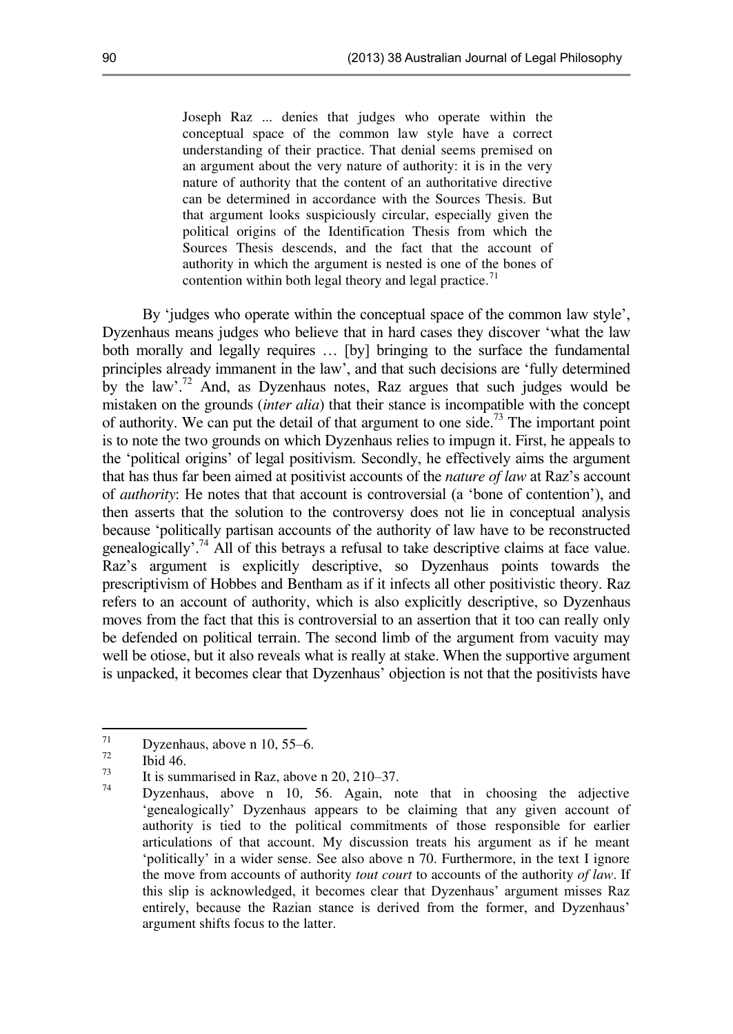> Joseph Raz ... denies that judges who operate within the conceptual space of the common law style have a correct understanding of their practice. That denial seems premised on an argument about the very nature of authority: it is in the very nature of authority that the content of an authoritative directive can be determined in accordance with the Sources Thesis. But that argument looks suspiciously circular, especially given the political origins of the Identification Thesis from which the Sources Thesis descends, and the fact that the account of authority in which the argument is nested is one of the bones of contention within both legal theory and legal practice.[71]

By 'judges who operate within the conceptual space of the common law style', Dyzenhaus means judges who believe that in hard cases they discover 'what the law both morally and legally requires … [by] bringing to the surface the fundamental principles already immanent in the law', and that such decisions are 'fully determined by the law'.[72] And, as Dyzenhaus notes, Raz argues that such judges would be mistaken on the grounds (*inter alia*) that their stance is incompatible with the concept of authority. We can put the detail of that argument to one side.[73] The important point is to note the two grounds on which Dyzenhaus relies to impugn it. First, he appeals to the 'political origins' of legal positivism. Secondly, he effectively aims the argument that has thus far been aimed at positivist accounts of the *nature of law* at Raz's account of *authority*: He notes that that account is controversial (a 'bone of contention'), and then asserts that the solution to the controversy does not lie in conceptual analysis because 'politically partisan accounts of the authority of law have to be reconstructed genealogically'.[74] All of this betrays a refusal to take descriptive claims at face value. Raz's argument is explicitly descriptive, so Dyzenhaus points towards the prescriptivism of Hobbes and Bentham as if it infects all other positivistic theory. Raz refers to an account of authority, which is also explicitly descriptive, so Dyzenhaus moves from the fact that this is controversial to an assertion that it too can really only be defended on political terrain. The second limb of the argument from vacuity may well be otiose, but it also reveals what is really at stake. When the supportive argument is unpacked, it becomes clear that Dyzenhaus' objection is not that the positivists have

---

[71] Dyzenhaus, above n 10, 55–6.

[72] Ibid 46.

[73] It is summarised in Raz, above n 20, 210–37.

[74] Dyzenhaus, above n 10, 56. Again, note that in choosing the adjective 'genealogically' Dyzenhaus appears to be claiming that any given account of authority is tied to the political commitments of those responsible for earlier articulations of that account. My discussion treats his argument as if he meant 'politically' in a wider sense. See also above n 70. Furthermore, in the text I ignore the move from accounts of authority *tout court* to accounts of the authority *of law*. If this slip is acknowledged, it becomes clear that Dyzenhaus' argument misses Raz entirely, because the Razian stance is derived from the former, and Dyzenhaus' argument shifts focus to the latter.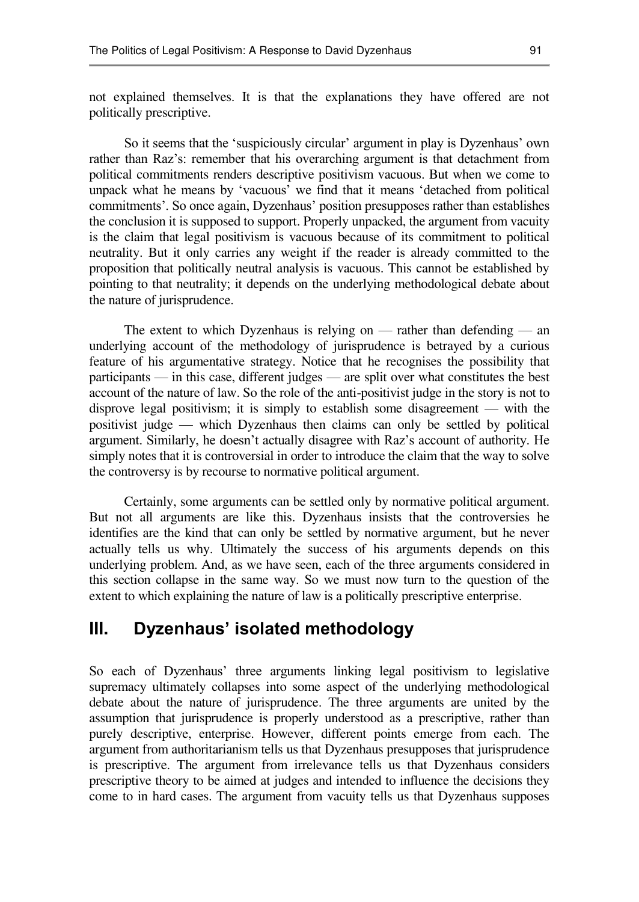not explained themselves. It is that the explanations they have offered are not politically prescriptive.

So it seems that the 'suspiciously circular' argument in play is Dyzenhaus' own rather than Raz's: remember that his overarching argument is that detachment from political commitments renders descriptive positivism vacuous. But when we come to unpack what he means by 'vacuous' we find that it means 'detached from political commitments'. So once again, Dyzenhaus' position presupposes rather than establishes the conclusion it is supposed to support. Properly unpacked, the argument from vacuity is the claim that legal positivism is vacuous because of its commitment to political neutrality. But it only carries any weight if the reader is already committed to the proposition that politically neutral analysis is vacuous. This cannot be established by pointing to that neutrality; it depends on the underlying methodological debate about the nature of jurisprudence.

The extent to which Dyzenhaus is relying on — rather than defending — an underlying account of the methodology of jurisprudence is betrayed by a curious feature of his argumentative strategy. Notice that he recognises the possibility that participants — in this case, different judges — are split over what constitutes the best account of the nature of law. So the role of the anti-positivist judge in the story is not to disprove legal positivism; it is simply to establish some disagreement — with the positivist judge — which Dyzenhaus then claims can only be settled by political argument. Similarly, he doesn't actually disagree with Raz's account of authority. He simply notes that it is controversial in order to introduce the claim that the way to solve the controversy is by recourse to normative political argument.

Certainly, some arguments can be settled only by normative political argument. But not all arguments are like this. Dyzenhaus insists that the controversies he identifies are the kind that can only be settled by normative argument, but he never actually tells us why. Ultimately the success of his arguments depends on this underlying problem. And, as we have seen, each of the three arguments considered in this section collapse in the same way. So we must now turn to the question of the extent to which explaining the nature of law is a politically prescriptive enterprise.

## III. Dyzenhaus' isolated methodology

So each of Dyzenhaus' three arguments linking legal positivism to legislative supremacy ultimately collapses into some aspect of the underlying methodological debate about the nature of jurisprudence. The three arguments are united by the assumption that jurisprudence is properly understood as a prescriptive, rather than purely descriptive, enterprise. However, different points emerge from each. The argument from authoritarianism tells us that Dyzenhaus presupposes that jurisprudence is prescriptive. The argument from irrelevance tells us that Dyzenhaus considers prescriptive theory to be aimed at judges and intended to influence the decisions they come to in hard cases. The argument from vacuity tells us that Dyzenhaus supposes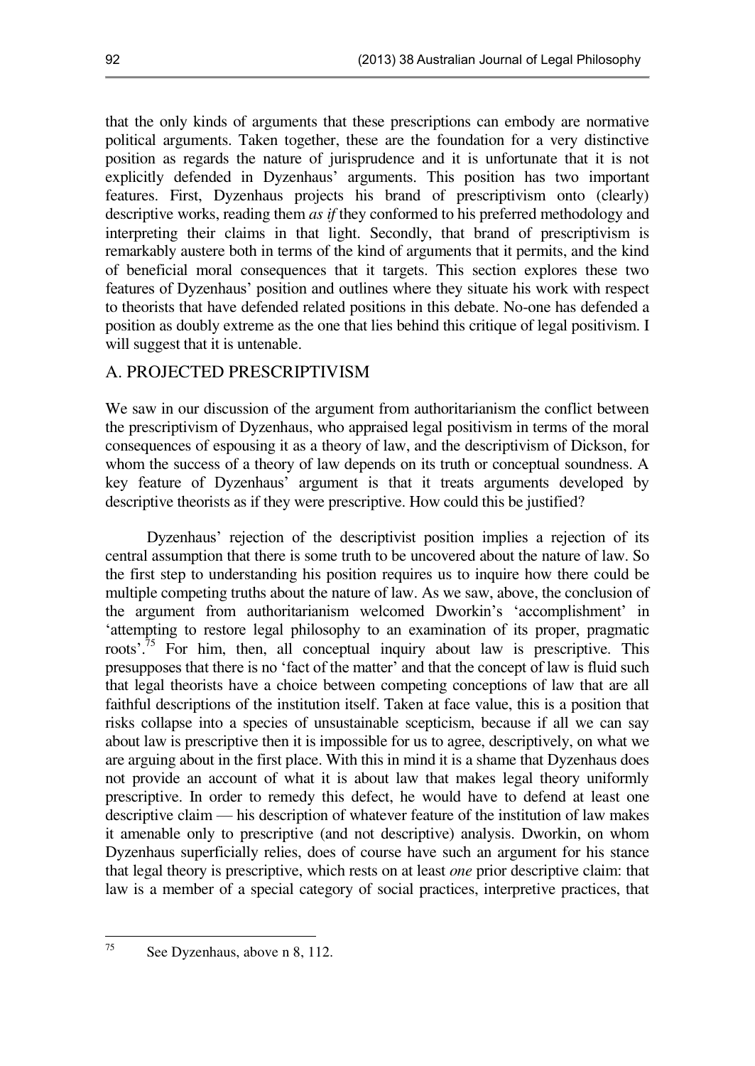that the only kinds of arguments that these prescriptions can embody are normative political arguments. Taken together, these are the foundation for a very distinctive position as regards the nature of jurisprudence and it is unfortunate that it is not explicitly defended in Dyzenhaus' arguments. This position has two important features. First, Dyzenhaus projects his brand of prescriptivism onto (clearly) descriptive works, reading them *as if* they conformed to his preferred methodology and interpreting their claims in that light. Secondly, that brand of prescriptivism is remarkably austere both in terms of the kind of arguments that it permits, and the kind of beneficial moral consequences that it targets. This section explores these two features of Dyzenhaus' position and outlines where they situate his work with respect to theorists that have defended related positions in this debate. No-one has defended a position as doubly extreme as the one that lies behind this critique of legal positivism. I will suggest that it is untenable.

## A. PROJECTED PRESCRIPTIVISM

We saw in our discussion of the argument from authoritarianism the conflict between the prescriptivism of Dyzenhaus, who appraised legal positivism in terms of the moral consequences of espousing it as a theory of law, and the descriptivism of Dickson, for whom the success of a theory of law depends on its truth or conceptual soundness. A key feature of Dyzenhaus' argument is that it treats arguments developed by descriptive theorists as if they were prescriptive. How could this be justified?

Dyzenhaus' rejection of the descriptivist position implies a rejection of its central assumption that there is some truth to be uncovered about the nature of law. So the first step to understanding his position requires us to inquire how there could be multiple competing truths about the nature of law. As we saw, above, the conclusion of the argument from authoritarianism welcomed Dworkin's 'accomplishment' in 'attempting to restore legal philosophy to an examination of its proper, pragmatic roots'.[75] For him, then, all conceptual inquiry about law is prescriptive. This presupposes that there is no 'fact of the matter' and that the concept of law is fluid such that legal theorists have a choice between competing conceptions of law that are all faithful descriptions of the institution itself. Taken at face value, this is a position that risks collapse into a species of unsustainable scepticism, because if all we can say about law is prescriptive then it is impossible for us to agree, descriptively, on what we are arguing about in the first place. With this in mind it is a shame that Dyzenhaus does not provide an account of what it is about law that makes legal theory uniformly prescriptive. In order to remedy this defect, he would have to defend at least one descriptive claim — his description of whatever feature of the institution of law makes it amenable only to prescriptive (and not descriptive) analysis. Dworkin, on whom Dyzenhaus superficially relies, does of course have such an argument for his stance that legal theory is prescriptive, which rests on at least *one* prior descriptive claim: that law is a member of a special category of social practices, interpretive practices, that

---

[75] See Dyzenhaus, above n 8, 112.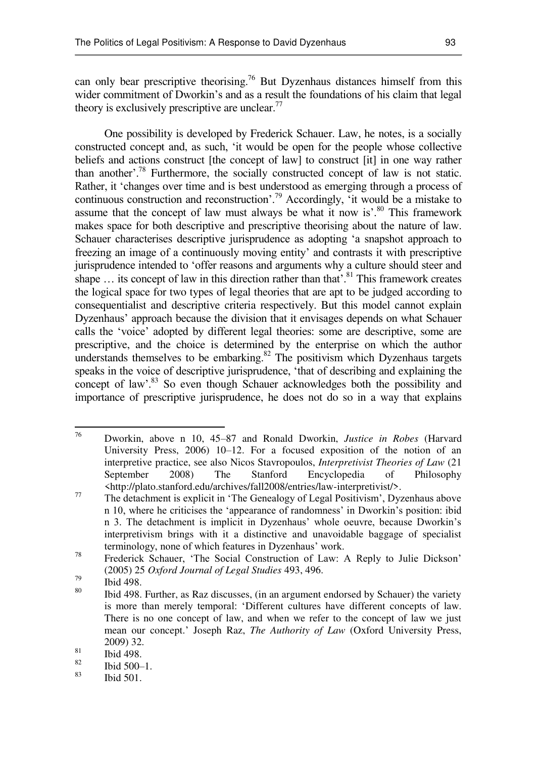can only bear prescriptive theorising.[76] But Dyzenhaus distances himself from this wider commitment of Dworkin's and as a result the foundations of his claim that legal theory is exclusively prescriptive are unclear.[77]

One possibility is developed by Frederick Schauer. Law, he notes, is a socially constructed concept and, as such, 'it would be open for the people whose collective beliefs and actions construct [the concept of law] to construct [it] in one way rather than another'.[78] Furthermore, the socially constructed concept of law is not static. Rather, it 'changes over time and is best understood as emerging through a process of continuous construction and reconstruction'.[79] Accordingly, 'it would be a mistake to assume that the concept of law must always be what it now is'.[80] This framework makes space for both descriptive and prescriptive theorising about the nature of law. Schauer characterises descriptive jurisprudence as adopting 'a snapshot approach to freezing an image of a continuously moving entity' and contrasts it with prescriptive jurisprudence intended to 'offer reasons and arguments why a culture should steer and shape … its concept of law in this direction rather than that'.[81] This framework creates the logical space for two types of legal theories that are apt to be judged according to consequentialist and descriptive criteria respectively. But this model cannot explain Dyzenhaus' approach because the division that it envisages depends on what Schauer calls the 'voice' adopted by different legal theories: some are descriptive, some are prescriptive, and the choice is determined by the enterprise on which the author understands themselves to be embarking.[82] The positivism which Dyzenhaus targets speaks in the voice of descriptive jurisprudence, 'that of describing and explaining the concept of law'.[83] So even though Schauer acknowledges both the possibility and importance of prescriptive jurisprudence, he does not do so in a way that explains

---

76 Dworkin, above n 10, 45–87 and Ronald Dworkin, *Justice in Robes* (Harvard University Press, 2006) 10–12. For a focused exposition of the notion of an interpretive practice, see also Nicos Stavropoulos, *Interpretivist Theories of Law* (21 September 2008) The Stanford Encyclopedia of Philosophy <http://plato.stanford.edu/archives/fall2008/entries/law-interpretivist/>.

77 The detachment is explicit in 'The Genealogy of Legal Positivism', Dyzenhaus above n 10, where he criticises the 'appearance of randomness' in Dworkin's position: ibid n 3. The detachment is implicit in Dyzenhaus' whole oeuvre, because Dworkin's interpretivism brings with it a distinctive and unavoidable baggage of specialist terminology, none of which features in Dyzenhaus' work.

78 Frederick Schauer, 'The Social Construction of Law: A Reply to Julie Dickson' (2005) 25 *Oxford Journal of Legal Studies* 493, 496.

79 Ibid 498.

80 Ibid 498. Further, as Raz discusses, (in an argument endorsed by Schauer) the variety is more than merely temporal: 'Different cultures have different concepts of law. There is no one concept of law, and when we refer to the concept of law we just mean our concept.' Joseph Raz, *The Authority of Law* (Oxford University Press, 2009) 32.

81 Ibid 498.

82 Ibid 500–1.

83 Ibid 501.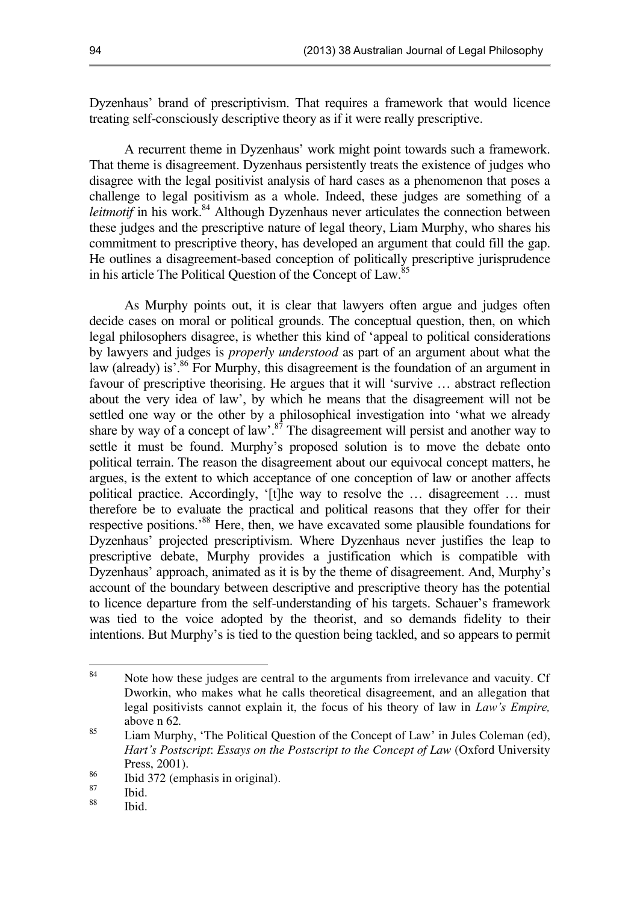Dyzenhaus' brand of prescriptivism. That requires a framework that would licence treating self-consciously descriptive theory as if it were really prescriptive.

A recurrent theme in Dyzenhaus' work might point towards such a framework. That theme is disagreement. Dyzenhaus persistently treats the existence of judges who disagree with the legal positivist analysis of hard cases as a phenomenon that poses a challenge to legal positivism as a whole. Indeed, these judges are something of a *leitmotif* in his work.[84] Although Dyzenhaus never articulates the connection between these judges and the prescriptive nature of legal theory, Liam Murphy, who shares his commitment to prescriptive theory, has developed an argument that could fill the gap. He outlines a disagreement-based conception of politically prescriptive jurisprudence in his article The Political Question of the Concept of Law.[85]

As Murphy points out, it is clear that lawyers often argue and judges often decide cases on moral or political grounds. The conceptual question, then, on which legal philosophers disagree, is whether this kind of 'appeal to political considerations by lawyers and judges is *properly understood* as part of an argument about what the law (already) is'.[86] For Murphy, this disagreement is the foundation of an argument in favour of prescriptive theorising. He argues that it will 'survive … abstract reflection about the very idea of law', by which he means that the disagreement will not be settled one way or the other by a philosophical investigation into 'what we already share by way of a concept of law'.[87] The disagreement will persist and another way to settle it must be found. Murphy's proposed solution is to move the debate onto political terrain. The reason the disagreement about our equivocal concept matters, he argues, is the extent to which acceptance of one conception of law or another affects political practice. Accordingly, '[t]he way to resolve the … disagreement … must therefore be to evaluate the practical and political reasons that they offer for their respective positions.'[88] Here, then, we have excavated some plausible foundations for Dyzenhaus' projected prescriptivism. Where Dyzenhaus never justifies the leap to prescriptive debate, Murphy provides a justification which is compatible with Dyzenhaus' approach, animated as it is by the theme of disagreement. And, Murphy's account of the boundary between descriptive and prescriptive theory has the potential to licence departure from the self-understanding of his targets. Schauer's framework was tied to the voice adopted by the theorist, and so demands fidelity to their intentions. But Murphy's is tied to the question being tackled, and so appears to permit

---

[84] Note how these judges are central to the arguments from irrelevance and vacuity. Cf Dworkin, who makes what he calls theoretical disagreement, and an allegation that legal positivists cannot explain it, the focus of his theory of law in *Law's Empire,* above n 62.

[85] Liam Murphy, 'The Political Question of the Concept of Law' in Jules Coleman (ed), *Hart's Postscript*: *Essays on the Postscript to the Concept of Law* (Oxford University Press, 2001).

[86] Ibid 372 (emphasis in original).

[87] Ibid.

[88] Ibid.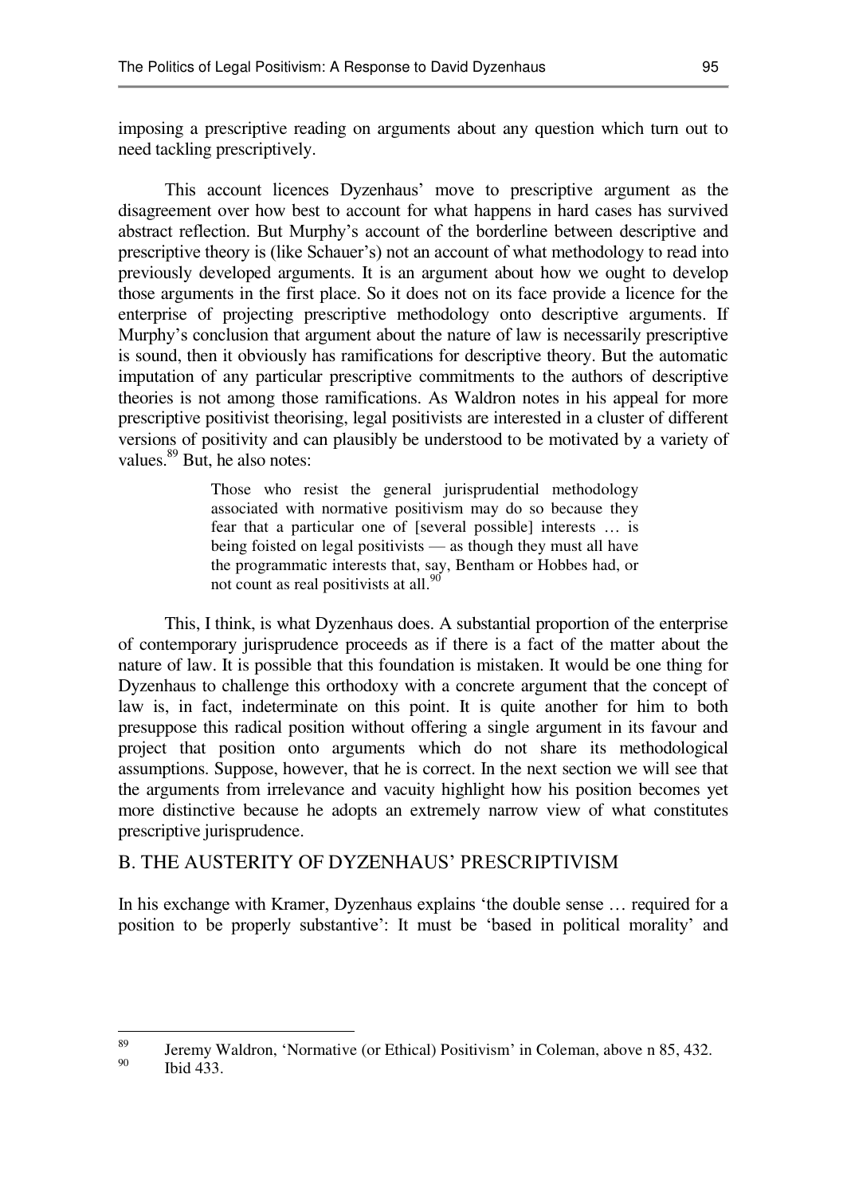imposing a prescriptive reading on arguments about any question which turn out to need tackling prescriptively.

This account licences Dyzenhaus' move to prescriptive argument as the disagreement over how best to account for what happens in hard cases has survived abstract reflection. But Murphy's account of the borderline between descriptive and prescriptive theory is (like Schauer's) not an account of what methodology to read into previously developed arguments. It is an argument about how we ought to develop those arguments in the first place. So it does not on its face provide a licence for the enterprise of projecting prescriptive methodology onto descriptive arguments. If Murphy's conclusion that argument about the nature of law is necessarily prescriptive is sound, then it obviously has ramifications for descriptive theory. But the automatic imputation of any particular prescriptive commitments to the authors of descriptive theories is not among those ramifications. As Waldron notes in his appeal for more prescriptive positivist theorising, legal positivists are interested in a cluster of different versions of positivity and can plausibly be understood to be motivated by a variety of values.[89] But, he also notes:

> Those who resist the general jurisprudential methodology associated with normative positivism may do so because they fear that a particular one of [several possible] interests … is being foisted on legal positivists — as though they must all have the programmatic interests that, say, Bentham or Hobbes had, or not count as real positivists at all.[90]

This, I think, is what Dyzenhaus does. A substantial proportion of the enterprise of contemporary jurisprudence proceeds as if there is a fact of the matter about the nature of law. It is possible that this foundation is mistaken. It would be one thing for Dyzenhaus to challenge this orthodoxy with a concrete argument that the concept of law is, in fact, indeterminate on this point. It is quite another for him to both presuppose this radical position without offering a single argument in its favour and project that position onto arguments which do not share its methodological assumptions. Suppose, however, that he is correct. In the next section we will see that the arguments from irrelevance and vacuity highlight how his position becomes yet more distinctive because he adopts an extremely narrow view of what constitutes prescriptive jurisprudence.

## B. THE AUSTERITY OF DYZENHAUS' PRESCRIPTIVISM

In his exchange with Kramer, Dyzenhaus explains 'the double sense … required for a position to be properly substantive': It must be 'based in political morality' and

---

[89] Jeremy Waldron, 'Normative (or Ethical) Positivism' in Coleman, above n 85, 432.

[90] Ibid 433.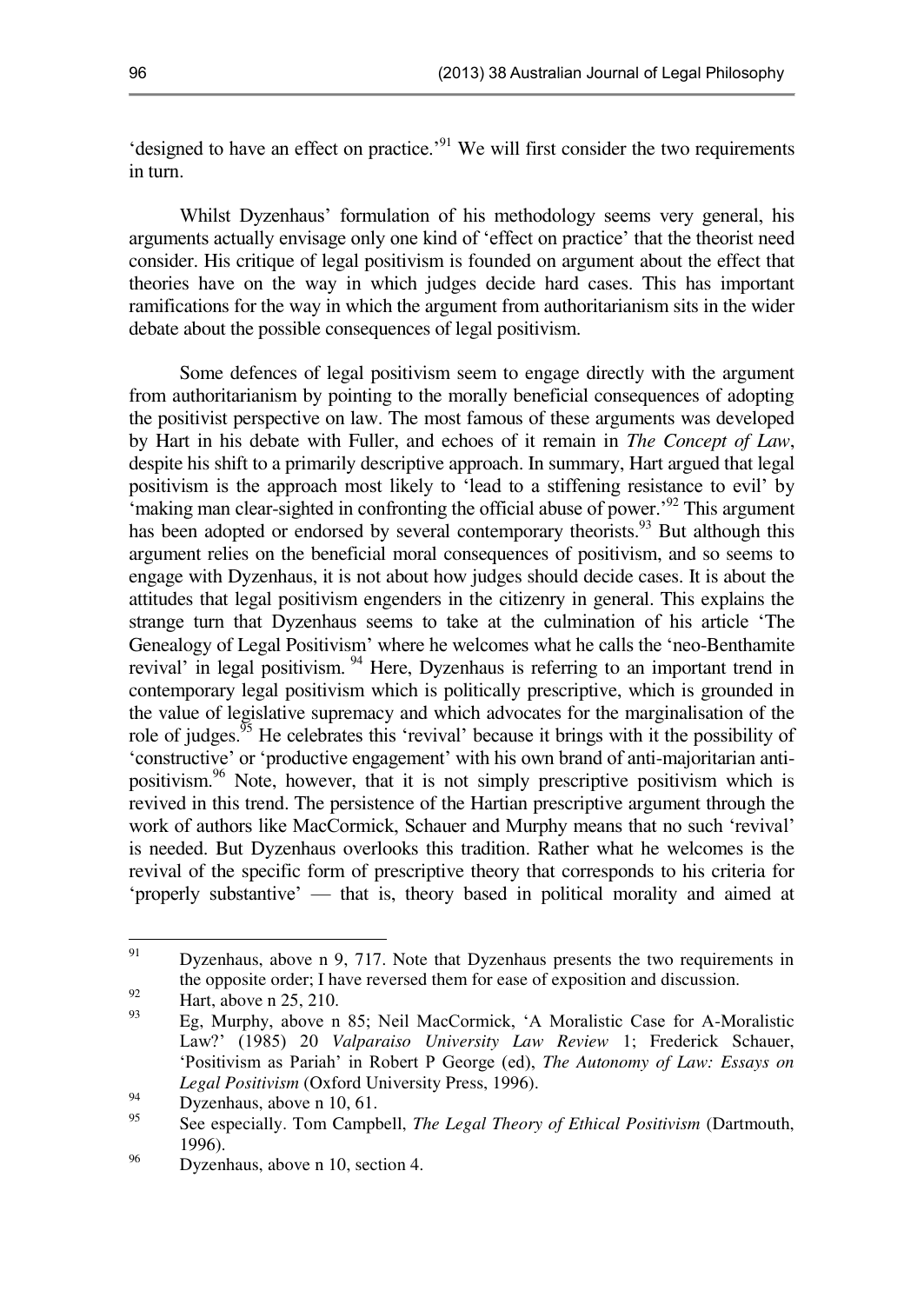'designed to have an effect on practice.'[91] We will first consider the two requirements in turn.

Whilst Dyzenhaus' formulation of his methodology seems very general, his arguments actually envisage only one kind of 'effect on practice' that the theorist need consider. His critique of legal positivism is founded on argument about the effect that theories have on the way in which judges decide hard cases. This has important ramifications for the way in which the argument from authoritarianism sits in the wider debate about the possible consequences of legal positivism.

Some defences of legal positivism seem to engage directly with the argument from authoritarianism by pointing to the morally beneficial consequences of adopting the positivist perspective on law. The most famous of these arguments was developed by Hart in his debate with Fuller, and echoes of it remain in *The Concept of Law*, despite his shift to a primarily descriptive approach. In summary, Hart argued that legal positivism is the approach most likely to 'lead to a stiffening resistance to evil' by 'making man clear-sighted in confronting the official abuse of power.'[92] This argument has been adopted or endorsed by several contemporary theorists.[93] But although this argument relies on the beneficial moral consequences of positivism, and so seems to engage with Dyzenhaus, it is not about how judges should decide cases. It is about the attitudes that legal positivism engenders in the citizenry in general. This explains the strange turn that Dyzenhaus seems to take at the culmination of his article 'The Genealogy of Legal Positivism' where he welcomes what he calls the 'neo-Benthamite revival' in legal positivism.[94] Here, Dyzenhaus is referring to an important trend in contemporary legal positivism which is politically prescriptive, which is grounded in the value of legislative supremacy and which advocates for the marginalisation of the role of judges.[95] He celebrates this 'revival' because it brings with it the possibility of 'constructive' or 'productive engagement' with his own brand of anti-majoritarian anti-positivism.[96] Note, however, that it is not simply prescriptive positivism which is revived in this trend. The persistence of the Hartian prescriptive argument through the work of authors like MacCormick, Schauer and Murphy means that no such 'revival' is needed. But Dyzenhaus overlooks this tradition. Rather what he welcomes is the revival of the specific form of prescriptive theory that corresponds to his criteria for 'properly substantive' — that is, theory based in political morality and aimed at

---

[91] Dyzenhaus, above n 9, 717. Note that Dyzenhaus presents the two requirements in the opposite order; I have reversed them for ease of exposition and discussion.

[92] Hart, above n 25, 210.

[93] Eg, Murphy, above n 85; Neil MacCormick, 'A Moralistic Case for A-Moralistic Law?' (1985) 20 *Valparaiso University Law Review* 1; Frederick Schauer, 'Positivism as Pariah' in Robert P George (ed), *The Autonomy of Law: Essays on Legal Positivism* (Oxford University Press, 1996).

[94] Dyzenhaus, above n 10, 61.

[95] See especially. Tom Campbell, *The Legal Theory of Ethical Positivism* (Dartmouth, 1996).

[96] Dyzenhaus, above n 10, section 4.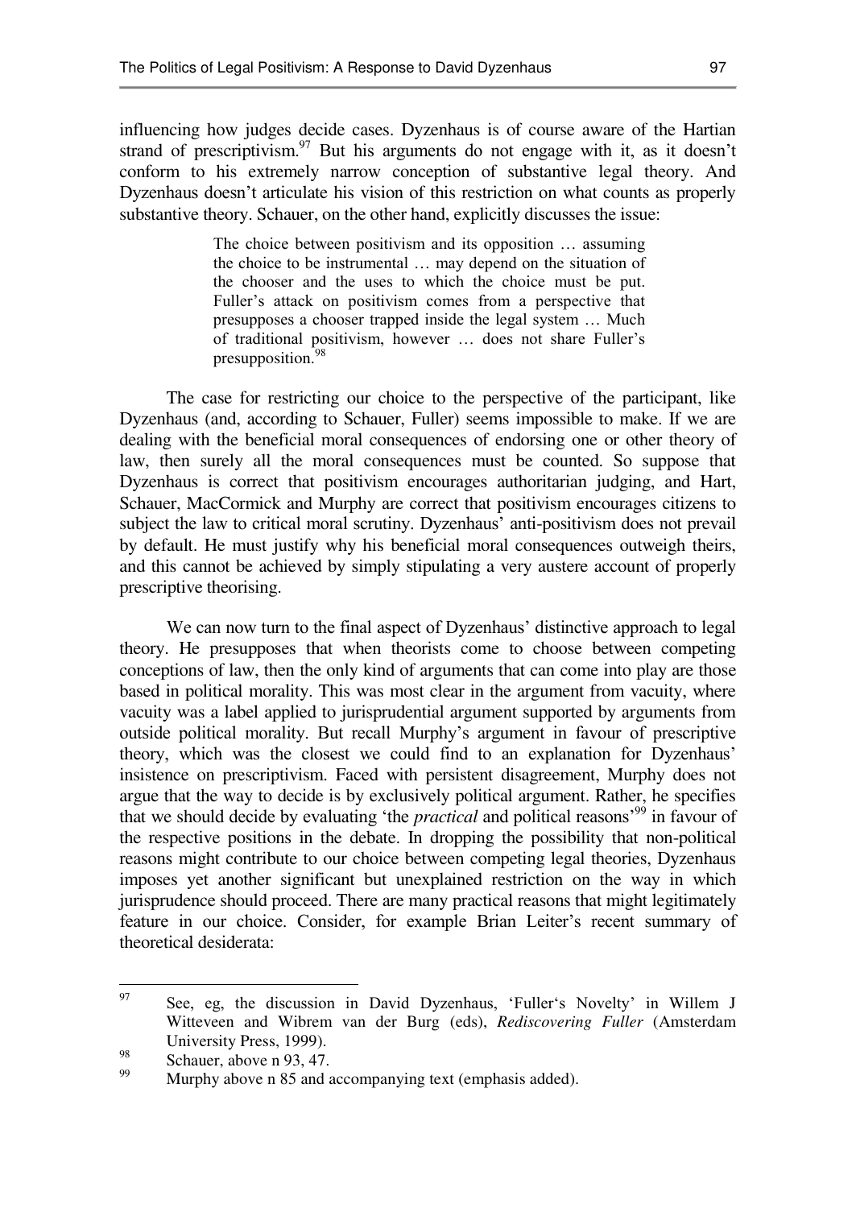influencing how judges decide cases. Dyzenhaus is of course aware of the Hartian strand of prescriptivism.[97] But his arguments do not engage with it, as it doesn't conform to his extremely narrow conception of substantive legal theory. And Dyzenhaus doesn't articulate his vision of this restriction on what counts as properly substantive theory. Schauer, on the other hand, explicitly discusses the issue:

> The choice between positivism and its opposition … assuming the choice to be instrumental … may depend on the situation of the chooser and the uses to which the choice must be put. Fuller's attack on positivism comes from a perspective that presupposes a chooser trapped inside the legal system … Much of traditional positivism, however … does not share Fuller's presupposition.[98]

The case for restricting our choice to the perspective of the participant, like Dyzenhaus (and, according to Schauer, Fuller) seems impossible to make. If we are dealing with the beneficial moral consequences of endorsing one or other theory of law, then surely all the moral consequences must be counted. So suppose that Dyzenhaus is correct that positivism encourages authoritarian judging, and Hart, Schauer, MacCormick and Murphy are correct that positivism encourages citizens to subject the law to critical moral scrutiny. Dyzenhaus' anti-positivism does not prevail by default. He must justify why his beneficial moral consequences outweigh theirs, and this cannot be achieved by simply stipulating a very austere account of properly prescriptive theorising.

We can now turn to the final aspect of Dyzenhaus' distinctive approach to legal theory. He presupposes that when theorists come to choose between competing conceptions of law, then the only kind of arguments that can come into play are those based in political morality. This was most clear in the argument from vacuity, where vacuity was a label applied to jurisprudential argument supported by arguments from outside political morality. But recall Murphy's argument in favour of prescriptive theory, which was the closest we could find to an explanation for Dyzenhaus' insistence on prescriptivism. Faced with persistent disagreement, Murphy does not argue that the way to decide is by exclusively political argument. Rather, he specifies that we should decide by evaluating 'the *practical* and political reasons'[99] in favour of the respective positions in the debate. In dropping the possibility that non-political reasons might contribute to our choice between competing legal theories, Dyzenhaus imposes yet another significant but unexplained restriction on the way in which jurisprudence should proceed. There are many practical reasons that might legitimately feature in our choice. Consider, for example Brian Leiter's recent summary of theoretical desiderata:

---

[97] See, eg, the discussion in David Dyzenhaus, 'Fuller's Novelty' in Willem J Witteveen and Wibrem van der Burg (eds), *Rediscovering Fuller* (Amsterdam University Press, 1999).

[98] Schauer, above n 93, 47.

[99] Murphy above n 85 and accompanying text (emphasis added).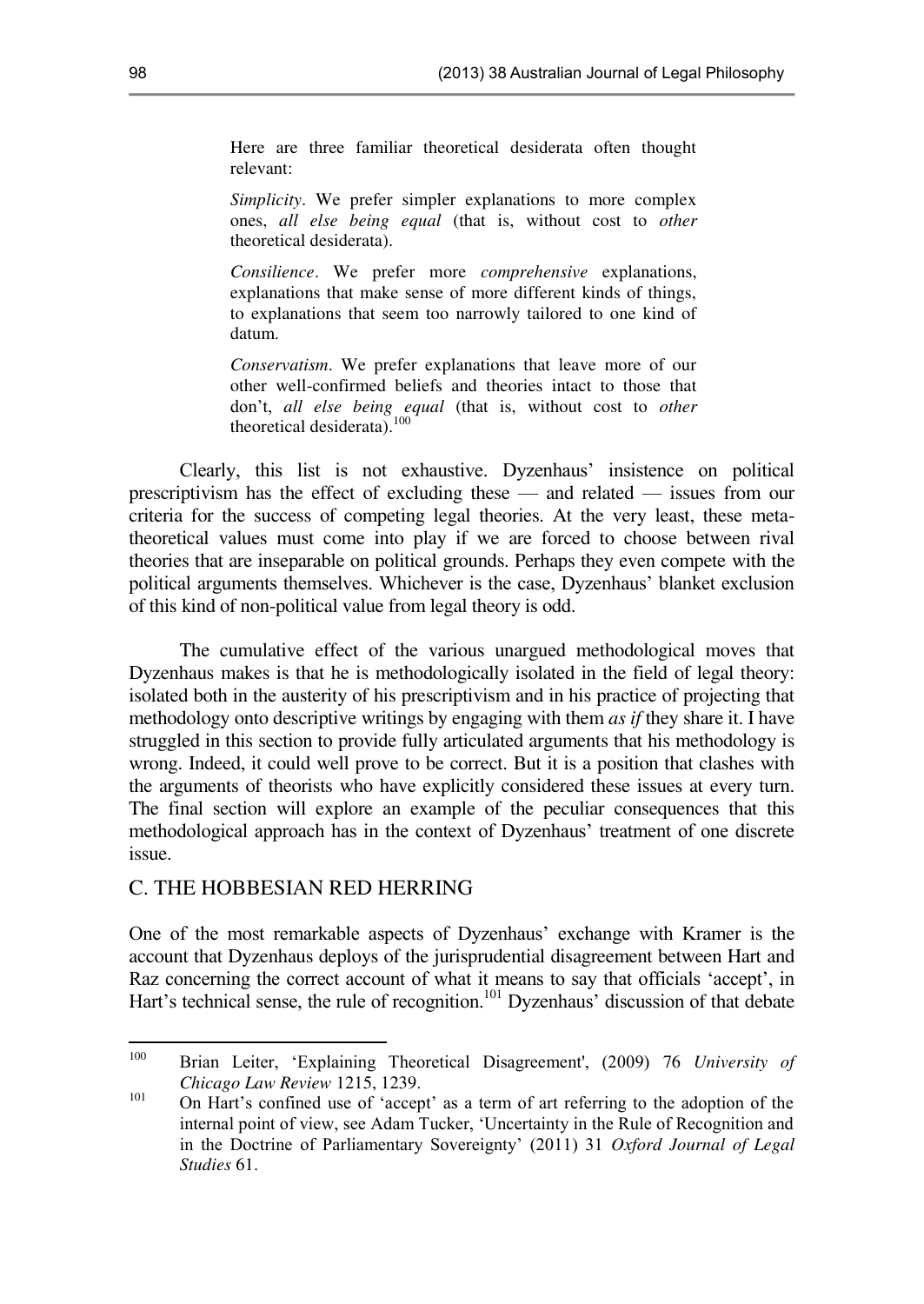> Here are three familiar theoretical desiderata often thought relevant:
>
> *Simplicity*. We prefer simpler explanations to more complex ones, *all else being equal* (that is, without cost to *other* theoretical desiderata).
>
> *Consilience*. We prefer more *comprehensive* explanations, explanations that make sense of more different kinds of things, to explanations that seem too narrowly tailored to one kind of datum.
>
> *Conservatism*. We prefer explanations that leave more of our other well-confirmed beliefs and theories intact to those that don't, *all else being equal* (that is, without cost to *other* theoretical desiderata).[100]

Clearly, this list is not exhaustive. Dyzenhaus' insistence on political prescriptivism has the effect of excluding these — and related — issues from our criteria for the success of competing legal theories. At the very least, these meta-theoretical values must come into play if we are forced to choose between rival theories that are inseparable on political grounds. Perhaps they even compete with the political arguments themselves. Whichever is the case, Dyzenhaus' blanket exclusion of this kind of non-political value from legal theory is odd.

The cumulative effect of the various unargued methodological moves that Dyzenhaus makes is that he is methodologically isolated in the field of legal theory: isolated both in the austerity of his prescriptivism and in his practice of projecting that methodology onto descriptive writings by engaging with them *as if* they share it. I have struggled in this section to provide fully articulated arguments that his methodology is wrong. Indeed, it could well prove to be correct. But it is a position that clashes with the arguments of theorists who have explicitly considered these issues at every turn. The final section will explore an example of the peculiar consequences that this methodological approach has in the context of Dyzenhaus' treatment of one discrete issue.

## C. THE HOBBESIAN RED HERRING

One of the most remarkable aspects of Dyzenhaus' exchange with Kramer is the account that Dyzenhaus deploys of the jurisprudential disagreement between Hart and Raz concerning the correct account of what it means to say that officials 'accept', in Hart's technical sense, the rule of recognition.[101] Dyzenhaus' discussion of that debate

---

[100] Brian Leiter, 'Explaining Theoretical Disagreement', (2009) 76 *University of Chicago Law Review* 1215, 1239.

[101] On Hart's confined use of 'accept' as a term of art referring to the adoption of the internal point of view, see Adam Tucker, 'Uncertainty in the Rule of Recognition and in the Doctrine of Parliamentary Sovereignty' (2011) 31 *Oxford Journal of Legal Studies* 61.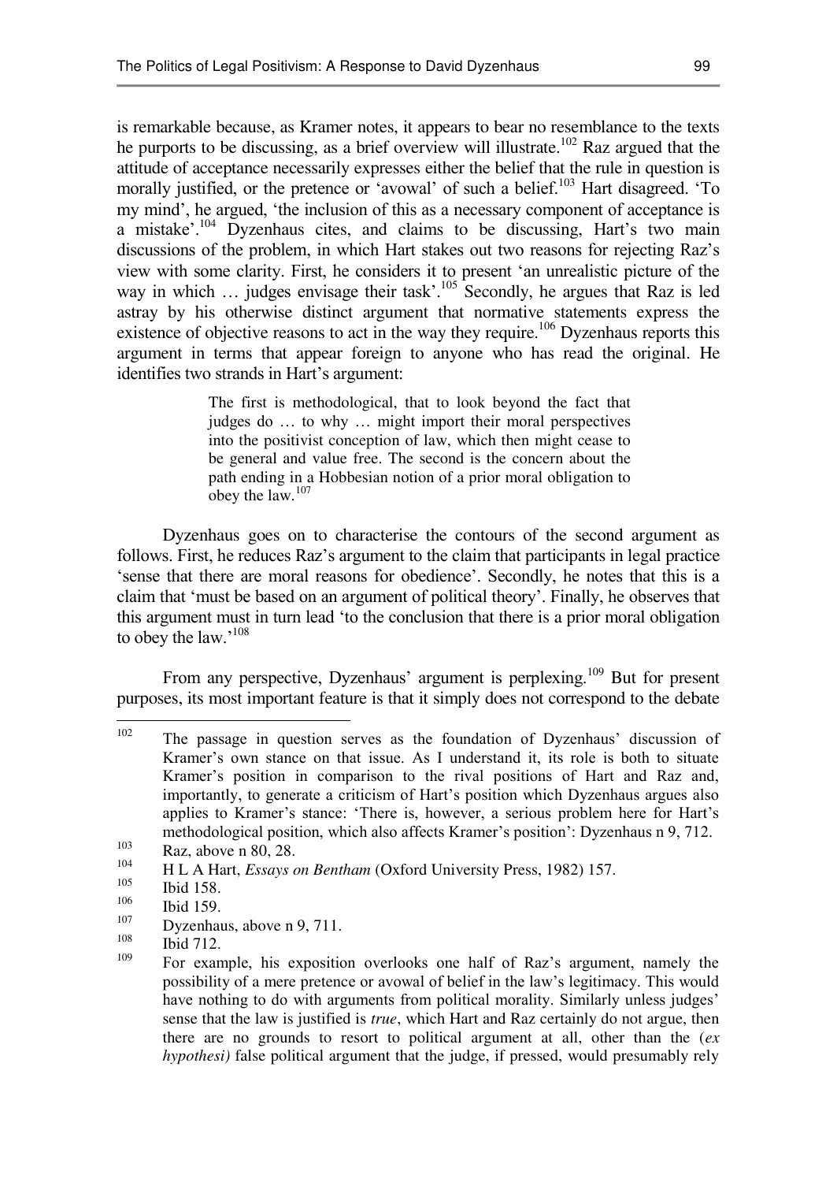is remarkable because, as Kramer notes, it appears to bear no resemblance to the texts he purports to be discussing, as a brief overview will illustrate.[102] Raz argued that the attitude of acceptance necessarily expresses either the belief that the rule in question is morally justified, or the pretence or 'avowal' of such a belief.[103] Hart disagreed. 'To my mind', he argued, 'the inclusion of this as a necessary component of acceptance is a mistake'.[104] Dyzenhaus cites, and claims to be discussing, Hart's two main discussions of the problem, in which Hart stakes out two reasons for rejecting Raz's view with some clarity. First, he considers it to present 'an unrealistic picture of the way in which … judges envisage their task'.[105] Secondly, he argues that Raz is led astray by his otherwise distinct argument that normative statements express the existence of objective reasons to act in the way they require.[106] Dyzenhaus reports this argument in terms that appear foreign to anyone who has read the original. He identifies two strands in Hart's argument:

> The first is methodological, that to look beyond the fact that judges do … to why … might import their moral perspectives into the positivist conception of law, which then might cease to be general and value free. The second is the concern about the path ending in a Hobbesian notion of a prior moral obligation to obey the law.[107]

Dyzenhaus goes on to characterise the contours of the second argument as follows. First, he reduces Raz's argument to the claim that participants in legal practice 'sense that there are moral reasons for obedience'. Secondly, he notes that this is a claim that 'must be based on an argument of political theory'. Finally, he observes that this argument must in turn lead 'to the conclusion that there is a prior moral obligation to obey the law.'[108]

From any perspective, Dyzenhaus' argument is perplexing.[109] But for present purposes, its most important feature is that it simply does not correspond to the debate

---

[102] The passage in question serves as the foundation of Dyzenhaus' discussion of Kramer's own stance on that issue. As I understand it, its role is both to situate Kramer's position in comparison to the rival positions of Hart and Raz and, importantly, to generate a criticism of Hart's position which Dyzenhaus argues also applies to Kramer's stance: 'There is, however, a serious problem here for Hart's methodological position, which also affects Kramer's position': Dyzenhaus n 9, 712.

[103] Raz, above n 80, 28.

[104] H L A Hart, *Essays on Bentham* (Oxford University Press, 1982) 157.

[105] Ibid 158.

[106] Ibid 159.

[107] Dyzenhaus, above n 9, 711.

[108] Ibid 712.

[109] For example, his exposition overlooks one half of Raz's argument, namely the possibility of a mere pretence or avowal of belief in the law's legitimacy. This would have nothing to do with arguments from political morality. Similarly unless judges' sense that the law is justified is *true*, which Hart and Raz certainly do not argue, then there are no grounds to resort to political argument at all, other than the (*ex hypothesi)* false political argument that the judge, if pressed, would presumably rely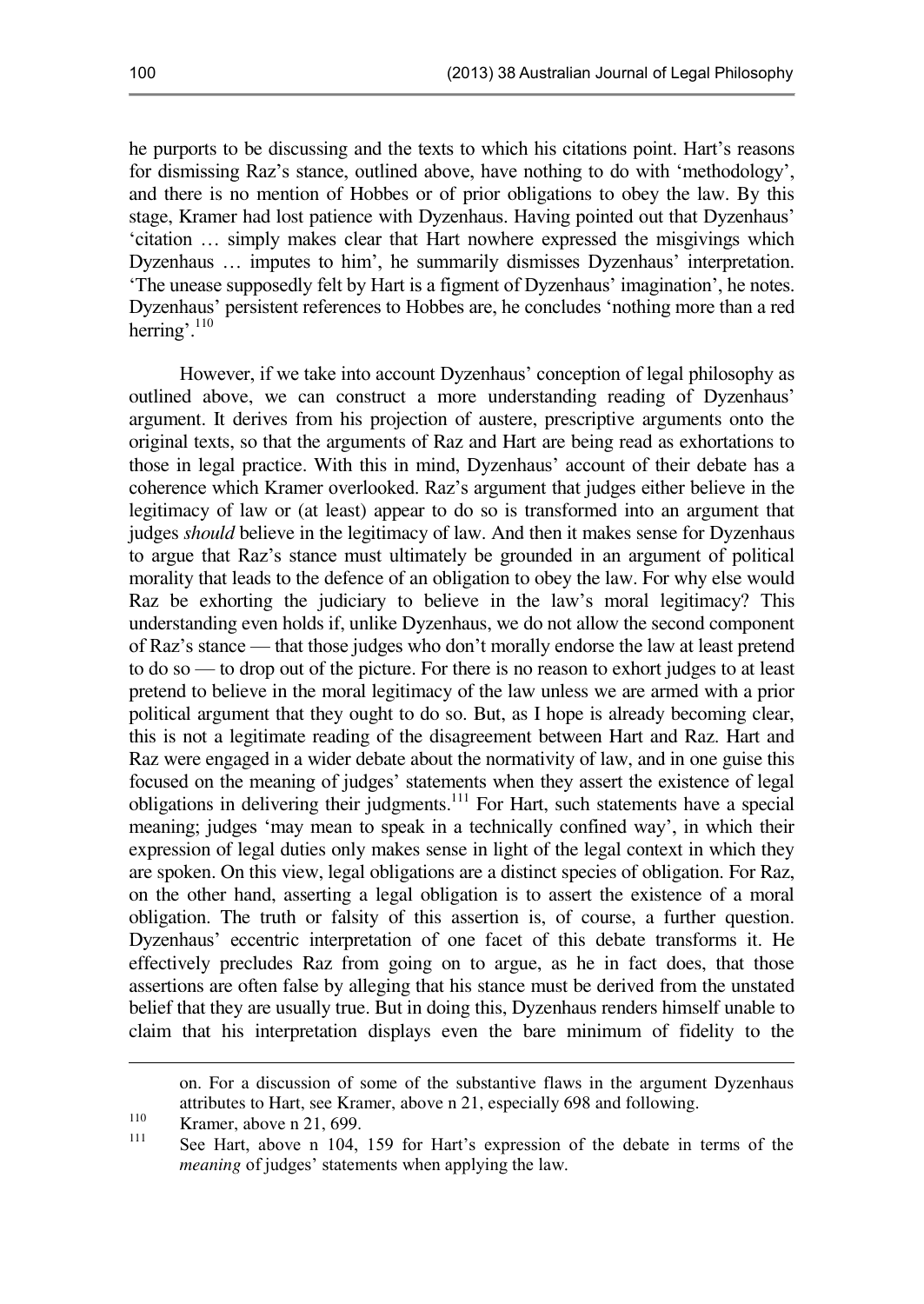he purports to be discussing and the texts to which his citations point. Hart's reasons for dismissing Raz's stance, outlined above, have nothing to do with 'methodology', and there is no mention of Hobbes or of prior obligations to obey the law. By this stage, Kramer had lost patience with Dyzenhaus. Having pointed out that Dyzenhaus' 'citation … simply makes clear that Hart nowhere expressed the misgivings which Dyzenhaus … imputes to him', he summarily dismisses Dyzenhaus' interpretation. 'The unease supposedly felt by Hart is a figment of Dyzenhaus' imagination', he notes. Dyzenhaus' persistent references to Hobbes are, he concludes 'nothing more than a red herring'.[110]

However, if we take into account Dyzenhaus' conception of legal philosophy as outlined above, we can construct a more understanding reading of Dyzenhaus' argument. It derives from his projection of austere, prescriptive arguments onto the original texts, so that the arguments of Raz and Hart are being read as exhortations to those in legal practice. With this in mind, Dyzenhaus' account of their debate has a coherence which Kramer overlooked. Raz's argument that judges either believe in the legitimacy of law or (at least) appear to do so is transformed into an argument that judges *should* believe in the legitimacy of law. And then it makes sense for Dyzenhaus to argue that Raz's stance must ultimately be grounded in an argument of political morality that leads to the defence of an obligation to obey the law. For why else would Raz be exhorting the judiciary to believe in the law's moral legitimacy? This understanding even holds if, unlike Dyzenhaus, we do not allow the second component of Raz's stance — that those judges who don't morally endorse the law at least pretend to do so — to drop out of the picture. For there is no reason to exhort judges to at least pretend to believe in the moral legitimacy of the law unless we are armed with a prior political argument that they ought to do so. But, as I hope is already becoming clear, this is not a legitimate reading of the disagreement between Hart and Raz. Hart and Raz were engaged in a wider debate about the normativity of law, and in one guise this focused on the meaning of judges' statements when they assert the existence of legal obligations in delivering their judgments.[111] For Hart, such statements have a special meaning; judges 'may mean to speak in a technically confined way', in which their expression of legal duties only makes sense in light of the legal context in which they are spoken. On this view, legal obligations are a distinct species of obligation. For Raz, on the other hand, asserting a legal obligation is to assert the existence of a moral obligation. The truth or falsity of this assertion is, of course, a further question. Dyzenhaus' eccentric interpretation of one facet of this debate transforms it. He effectively precludes Raz from going on to argue, as he in fact does, that those assertions are often false by alleging that his stance must be derived from the unstated belief that they are usually true. But in doing this, Dyzenhaus renders himself unable to claim that his interpretation displays even the bare minimum of fidelity to the

---

on. For a discussion of some of the substantive flaws in the argument Dyzenhaus attributes to Hart, see Kramer, above n 21, especially 698 and following.

[110] Kramer, above n 21, 699.

[111] See Hart, above n 104, 159 for Hart's expression of the debate in terms of the *meaning* of judges' statements when applying the law.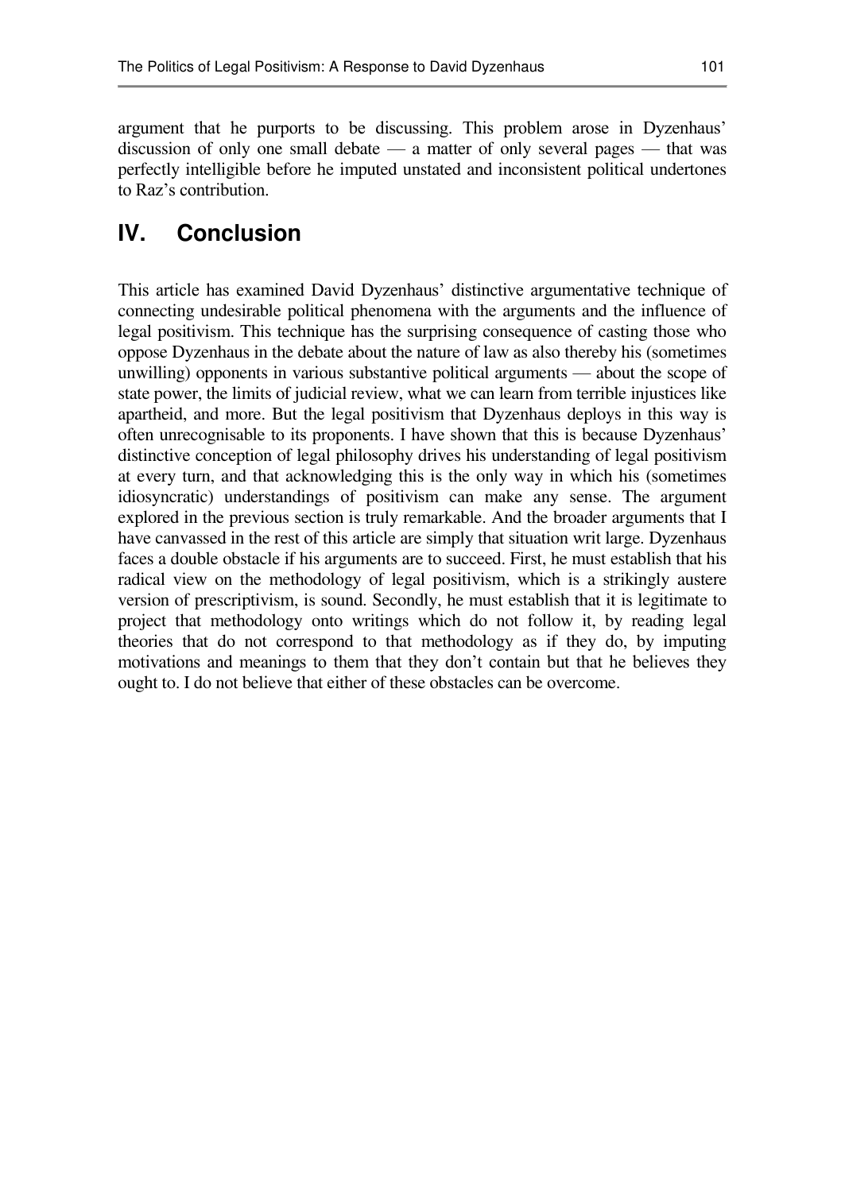argument that he purports to be discussing. This problem arose in Dyzenhaus' discussion of only one small debate — a matter of only several pages — that was perfectly intelligible before he imputed unstated and inconsistent political undertones to Raz's contribution.

## IV. Conclusion

This article has examined David Dyzenhaus' distinctive argumentative technique of connecting undesirable political phenomena with the arguments and the influence of legal positivism. This technique has the surprising consequence of casting those who oppose Dyzenhaus in the debate about the nature of law as also thereby his (sometimes unwilling) opponents in various substantive political arguments — about the scope of state power, the limits of judicial review, what we can learn from terrible injustices like apartheid, and more. But the legal positivism that Dyzenhaus deploys in this way is often unrecognisable to its proponents. I have shown that this is because Dyzenhaus' distinctive conception of legal philosophy drives his understanding of legal positivism at every turn, and that acknowledging this is the only way in which his (sometimes idiosyncratic) understandings of positivism can make any sense. The argument explored in the previous section is truly remarkable. And the broader arguments that I have canvassed in the rest of this article are simply that situation writ large. Dyzenhaus faces a double obstacle if his arguments are to succeed. First, he must establish that his radical view on the methodology of legal positivism, which is a strikingly austere version of prescriptivism, is sound. Secondly, he must establish that it is legitimate to project that methodology onto writings which do not follow it, by reading legal theories that do not correspond to that methodology as if they do, by imputing motivations and meanings to them that they don't contain but that he believes they ought to. I do not believe that either of these obstacles can be overcome.